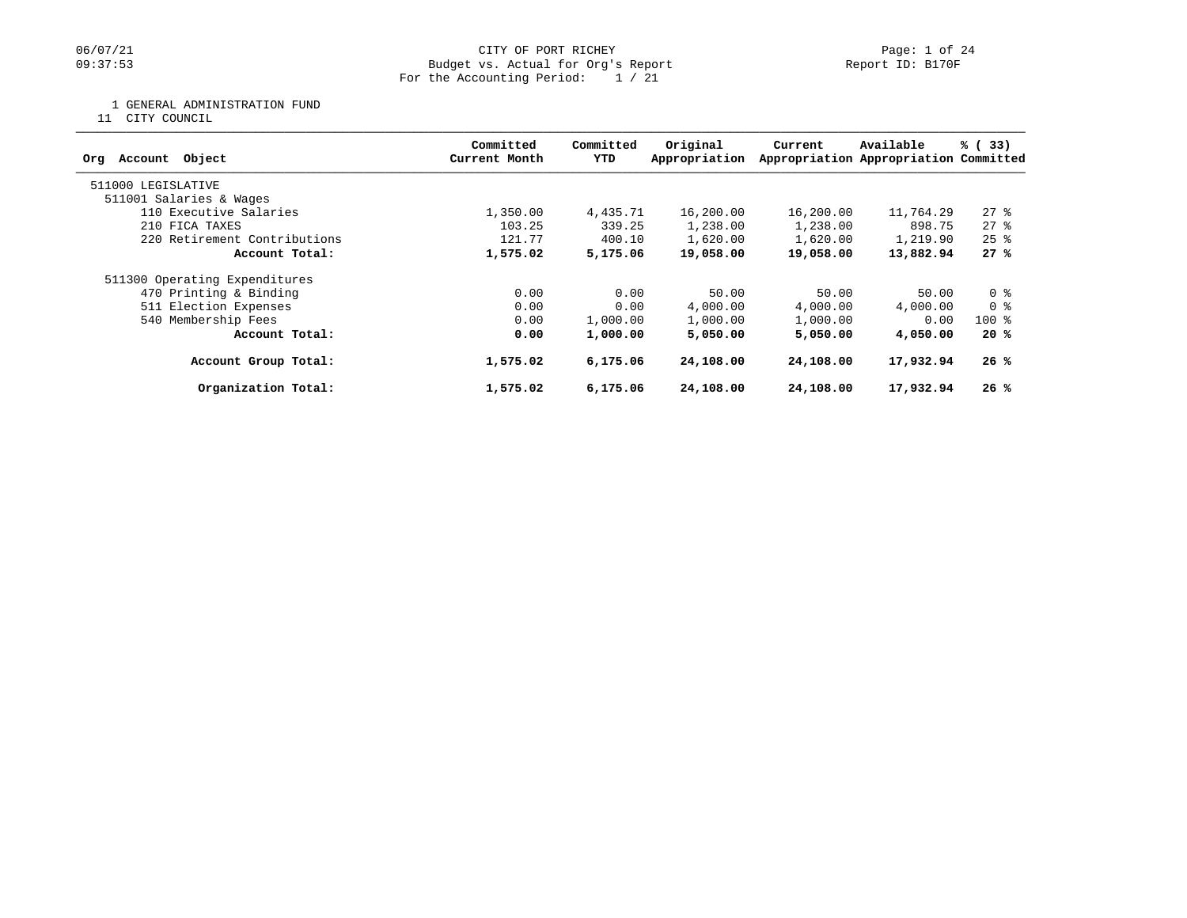CITY OF PORT RICHEY
Budget vs. Actual for Org's Report
For the Accounting Period: 1 / 21

1 GENERAL ADMINISTRATION FUND
11 CITY COUNCIL

| Org Account Object | Committed Current Month | Committed YTD | Original Appropriation | Current Appropriation | Available Appropriation | % ( 33) Committed |
|---|---|---|---|---|---|---|
| 511000 LEGISLATIVE | | | | | | |
| 511001 Salaries & Wages | | | | | | |
| 110 Executive Salaries | 1,350.00 | 4,435.71 | 16,200.00 | 16,200.00 | 11,764.29 | 27 % |
| 210 FICA TAXES | 103.25 | 339.25 | 1,238.00 | 1,238.00 | 898.75 | 27 % |
| 220 Retirement Contributions | 121.77 | 400.10 | 1,620.00 | 1,620.00 | 1,219.90 | 25 % |
| **Account Total:** | **1,575.02** | **5,175.06** | **19,058.00** | **19,058.00** | **13,882.94** | **27 %** |
| 511300 Operating Expenditures | | | | | | |
| 470 Printing & Binding | 0.00 | 0.00 | 50.00 | 50.00 | 50.00 | 0 % |
| 511 Election Expenses | 0.00 | 0.00 | 4,000.00 | 4,000.00 | 4,000.00 | 0 % |
| 540 Membership Fees | 0.00 | 1,000.00 | 1,000.00 | 1,000.00 | 0.00 | 100 % |
| **Account Total:** | **0.00** | **1,000.00** | **5,050.00** | **5,050.00** | **4,050.00** | **20 %** |
| **Account Group Total:** | **1,575.02** | **6,175.06** | **24,108.00** | **24,108.00** | **17,932.94** | **26 %** |
| **Organization Total:** | **1,575.02** | **6,175.06** | **24,108.00** | **24,108.00** | **17,932.94** | **26 %** |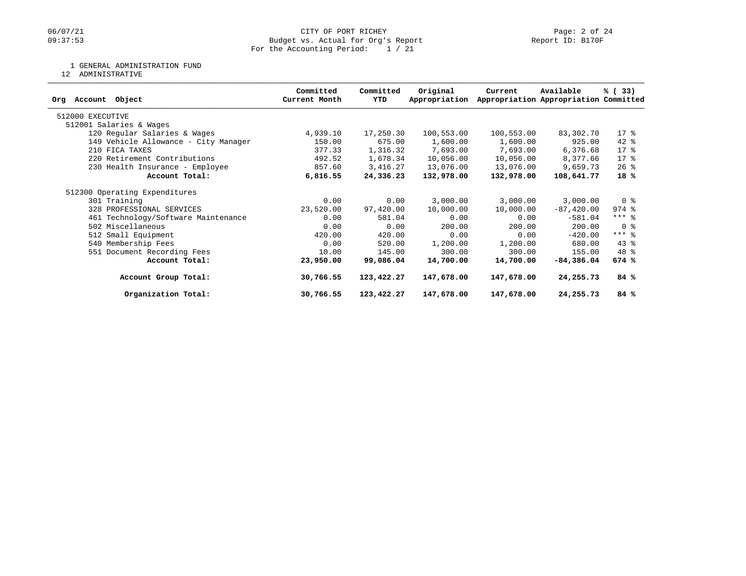CITY OF PORT RICHEY
Budget vs. Actual for Org's Report
For the Accounting Period: 1 / 21

1 GENERAL ADMINISTRATION FUND
12 ADMINISTRATIVE

| Org Account Object | Committed Current Month | Committed YTD | Original Appropriation | Current Appropriation | Available Appropriation | % ( 33) Committed |
|---|---|---|---|---|---|---|
| 512000 EXECUTIVE | | | | | | |
| 512001 Salaries & Wages | | | | | | |
| 120 Regular Salaries & Wages | 4,939.10 | 17,250.30 | 100,553.00 | 100,553.00 | 83,302.70 | 17 % |
| 149 Vehicle Allowance - City Manager | 150.00 | 675.00 | 1,600.00 | 1,600.00 | 925.00 | 42 % |
| 210 FICA TAXES | 377.33 | 1,316.32 | 7,693.00 | 7,693.00 | 6,376.68 | 17 % |
| 220 Retirement Contributions | 492.52 | 1,678.34 | 10,056.00 | 10,056.00 | 8,377.66 | 17 % |
| 230 Health Insurance - Employee | 857.60 | 3,416.27 | 13,076.00 | 13,076.00 | 9,659.73 | 26 % |
| **Account Total:** | **6,816.55** | **24,336.23** | **132,978.00** | **132,978.00** | **108,641.77** | **18 %** |
| 512300 Operating Expenditures | | | | | | |
| 301 Training | 0.00 | 0.00 | 3,000.00 | 3,000.00 | 3,000.00 | 0 % |
| 328 PROFESSIONAL SERVICES | 23,520.00 | 97,420.00 | 10,000.00 | 10,000.00 | -87,420.00 | 974 % |
| 461 Technology/Software Maintenance | 0.00 | 581.04 | 0.00 | 0.00 | -581.04 | *** % |
| 502 Miscellaneous | 0.00 | 0.00 | 200.00 | 200.00 | 200.00 | 0 % |
| 512 Small Equipment | 420.00 | 420.00 | 0.00 | 0.00 | -420.00 | *** % |
| 540 Membership Fees | 0.00 | 520.00 | 1,200.00 | 1,200.00 | 680.00 | 43 % |
| 551 Document Recording Fees | 10.00 | 145.00 | 300.00 | 300.00 | 155.00 | 48 % |
| **Account Total:** | **23,950.00** | **99,086.04** | **14,700.00** | **14,700.00** | **-84,386.04** | **674 %** |
| **Account Group Total:** | **30,766.55** | **123,422.27** | **147,678.00** | **147,678.00** | **24,255.73** | **84 %** |
| **Organization Total:** | **30,766.55** | **123,422.27** | **147,678.00** | **147,678.00** | **24,255.73** | **84 %** |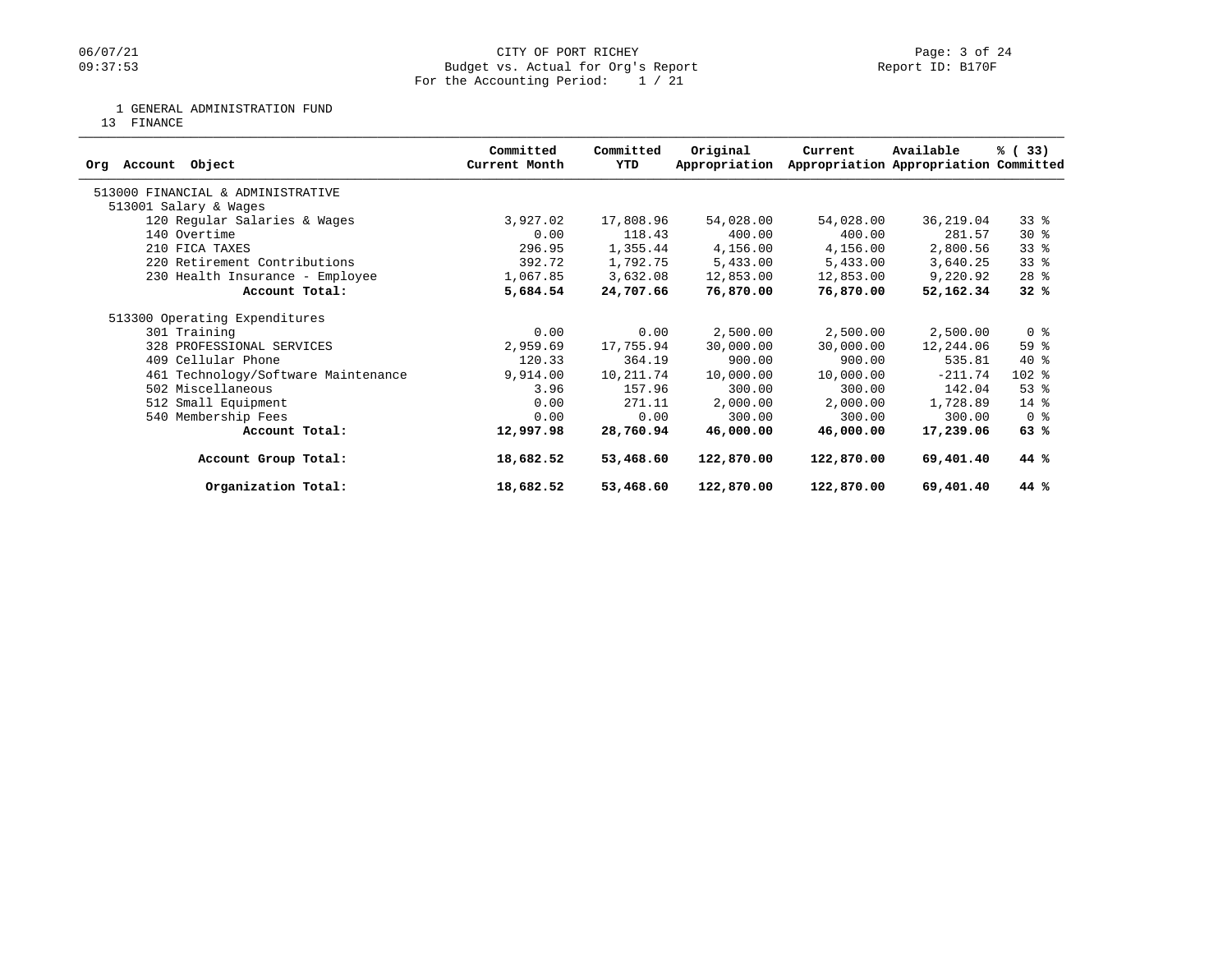CITY OF PORT RICHEY
Budget vs. Actual for Org's Report
For the Accounting Period: 1 / 21

1 GENERAL ADMINISTRATION FUND
13 FINANCE

| Org Account Object | Committed Current Month | Committed YTD | Original Appropriation | Current Appropriation | Available Appropriation | % ( 33) Committed |
|---|---|---|---|---|---|---|
| 513000 FINANCIAL & ADMINISTRATIVE | | | | | | |
| 513001 Salary & Wages | | | | | | |
| 120 Regular Salaries & Wages | 3,927.02 | 17,808.96 | 54,028.00 | 54,028.00 | 36,219.04 | 33 % |
| 140 Overtime | 0.00 | 118.43 | 400.00 | 400.00 | 281.57 | 30 % |
| 210 FICA TAXES | 296.95 | 1,355.44 | 4,156.00 | 4,156.00 | 2,800.56 | 33 % |
| 220 Retirement Contributions | 392.72 | 1,792.75 | 5,433.00 | 5,433.00 | 3,640.25 | 33 % |
| 230 Health Insurance - Employee | 1,067.85 | 3,632.08 | 12,853.00 | 12,853.00 | 9,220.92 | 28 % |
| **Account Total:** | **5,684.54** | **24,707.66** | **76,870.00** | **76,870.00** | **52,162.34** | **32 %** |
| 513300 Operating Expenditures | | | | | | |
| 301 Training | 0.00 | 0.00 | 2,500.00 | 2,500.00 | 2,500.00 | 0 % |
| 328 PROFESSIONAL SERVICES | 2,959.69 | 17,755.94 | 30,000.00 | 30,000.00 | 12,244.06 | 59 % |
| 409 Cellular Phone | 120.33 | 364.19 | 900.00 | 900.00 | 535.81 | 40 % |
| 461 Technology/Software Maintenance | 9,914.00 | 10,211.74 | 10,000.00 | 10,000.00 | -211.74 | 102 % |
| 502 Miscellaneous | 3.96 | 157.96 | 300.00 | 300.00 | 142.04 | 53 % |
| 512 Small Equipment | 0.00 | 271.11 | 2,000.00 | 2,000.00 | 1,728.89 | 14 % |
| 540 Membership Fees | 0.00 | 0.00 | 300.00 | 300.00 | 300.00 | 0 % |
| **Account Total:** | **12,997.98** | **28,760.94** | **46,000.00** | **46,000.00** | **17,239.06** | **63 %** |
| **Account Group Total:** | **18,682.52** | **53,468.60** | **122,870.00** | **122,870.00** | **69,401.40** | **44 %** |
| **Organization Total:** | **18,682.52** | **53,468.60** | **122,870.00** | **122,870.00** | **69,401.40** | **44 %** |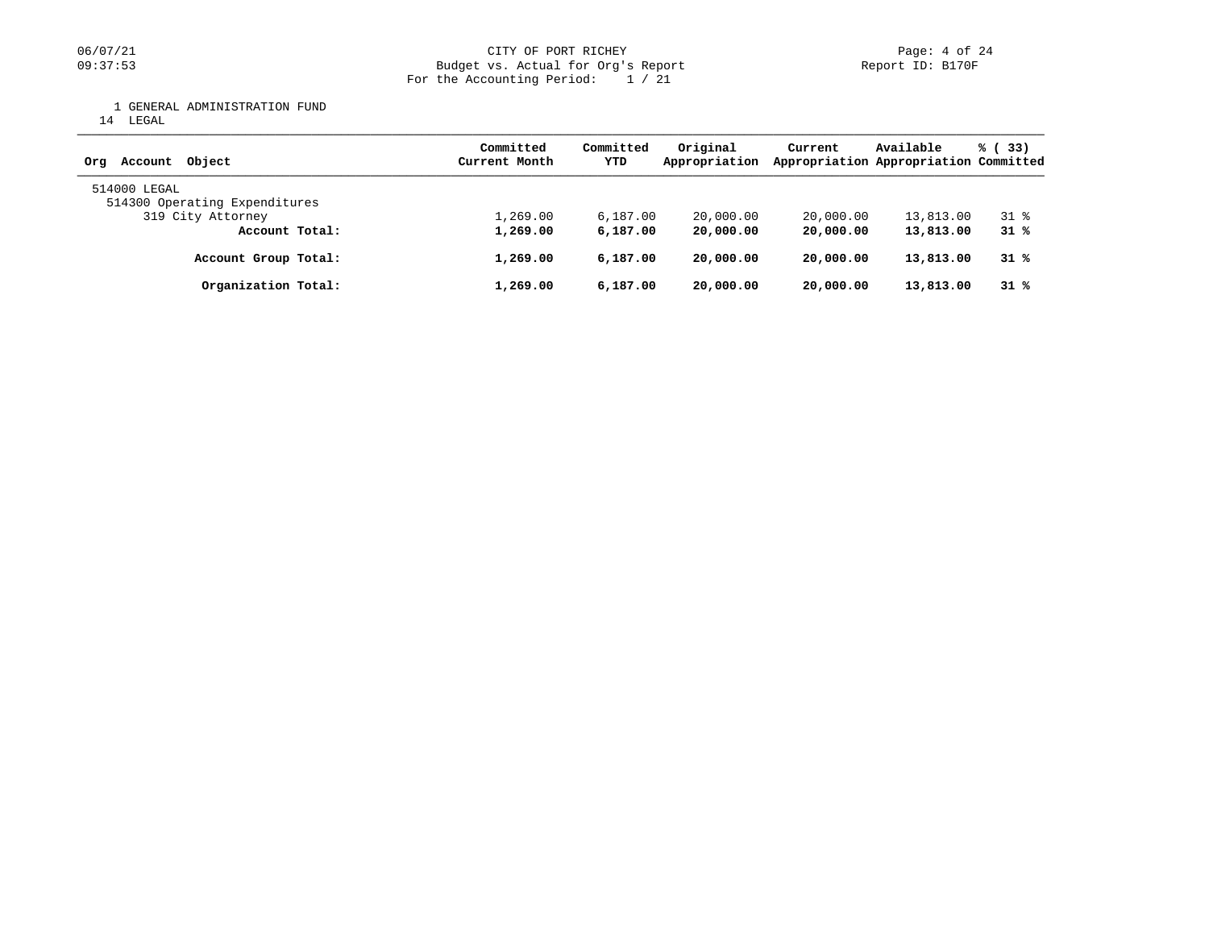CITY OF PORT RICHEY
Budget vs. Actual for Org's Report
For the Accounting Period: 1 / 21

06/07/21
09:37:53

Report ID: B170F

1 GENERAL ADMINISTRATION FUND
14 LEGAL

| Org Account Object | Committed Current Month | Committed YTD | Original Appropriation | Current Appropriation | Available Appropriation | % ( 33) Committed |
|---|---|---|---|---|---|---|
| 514000 LEGAL | | | | | | |
| 514300 Operating Expenditures | | | | | | |
| 319 City Attorney | 1,269.00 | 6,187.00 | 20,000.00 | 20,000.00 | 13,813.00 | 31 % |
| **Account Total:** | **1,269.00** | **6,187.00** | **20,000.00** | **20,000.00** | **13,813.00** | **31 %** |
| **Account Group Total:** | **1,269.00** | **6,187.00** | **20,000.00** | **20,000.00** | **13,813.00** | **31 %** |
| **Organization Total:** | **1,269.00** | **6,187.00** | **20,000.00** | **20,000.00** | **13,813.00** | **31 %** |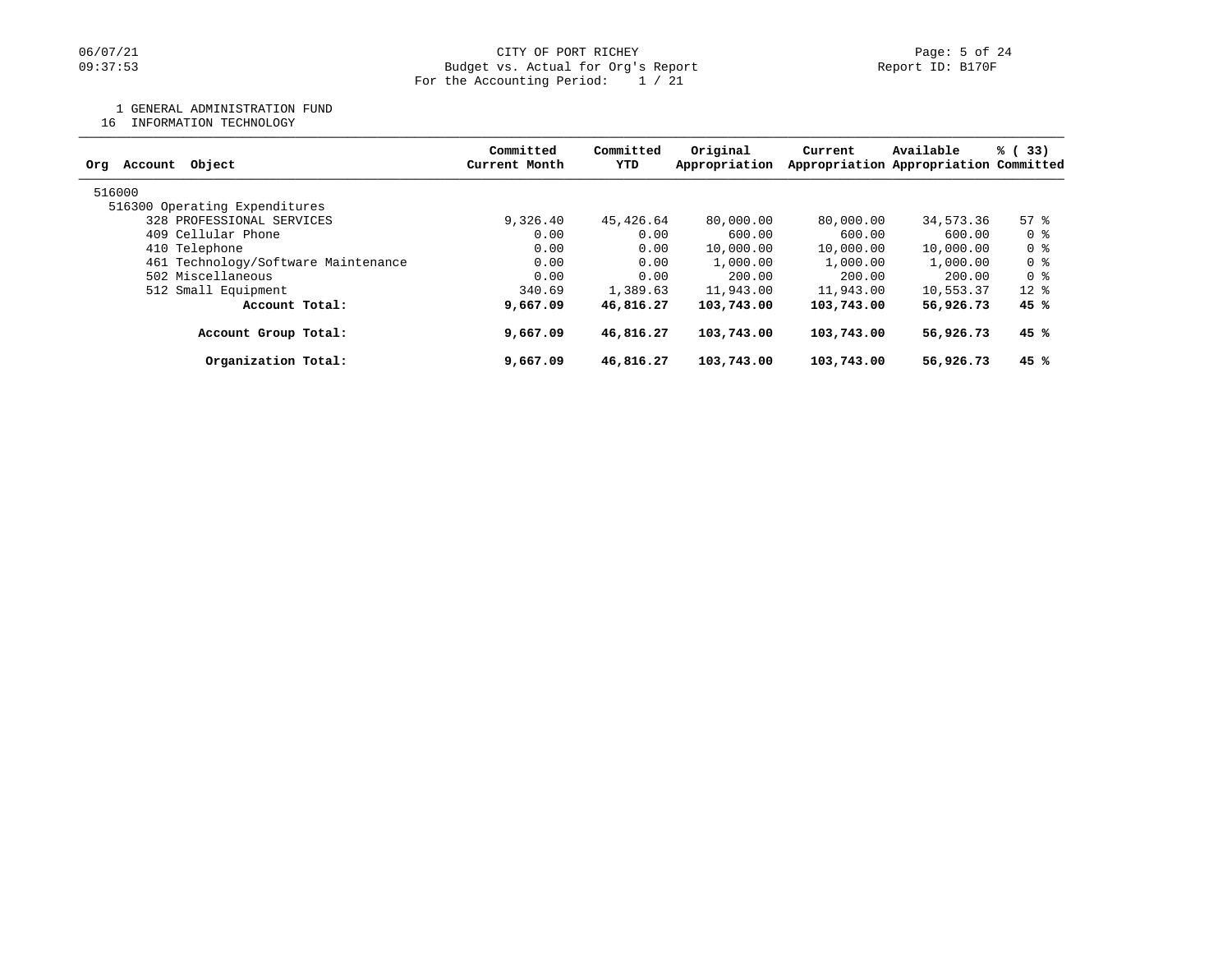CITY OF PORT RICHEY
Budget vs. Actual for Org's Report
For the Accounting Period: 1 / 21

1 GENERAL ADMINISTRATION FUND
16 INFORMATION TECHNOLOGY

| Org Account Object | Committed Current Month | Committed YTD | Original Appropriation | Current Appropriation | Available Appropriation | % ( 33) Committed |
|---|---|---|---|---|---|---|
| 516000 | | | | | | |
| 516300 Operating Expenditures | | | | | | |
| 328 PROFESSIONAL SERVICES | 9,326.40 | 45,426.64 | 80,000.00 | 80,000.00 | 34,573.36 | 57 % |
| 409 Cellular Phone | 0.00 | 0.00 | 600.00 | 600.00 | 600.00 | 0 % |
| 410 Telephone | 0.00 | 0.00 | 10,000.00 | 10,000.00 | 10,000.00 | 0 % |
| 461 Technology/Software Maintenance | 0.00 | 0.00 | 1,000.00 | 1,000.00 | 1,000.00 | 0 % |
| 502 Miscellaneous | 0.00 | 0.00 | 200.00 | 200.00 | 200.00 | 0 % |
| 512 Small Equipment | 340.69 | 1,389.63 | 11,943.00 | 11,943.00 | 10,553.37 | 12 % |
| **Account Total:** | **9,667.09** | **46,816.27** | **103,743.00** | **103,743.00** | **56,926.73** | **45 %** |
| **Account Group Total:** | **9,667.09** | **46,816.27** | **103,743.00** | **103,743.00** | **56,926.73** | **45 %** |
| **Organization Total:** | **9,667.09** | **46,816.27** | **103,743.00** | **103,743.00** | **56,926.73** | **45 %** |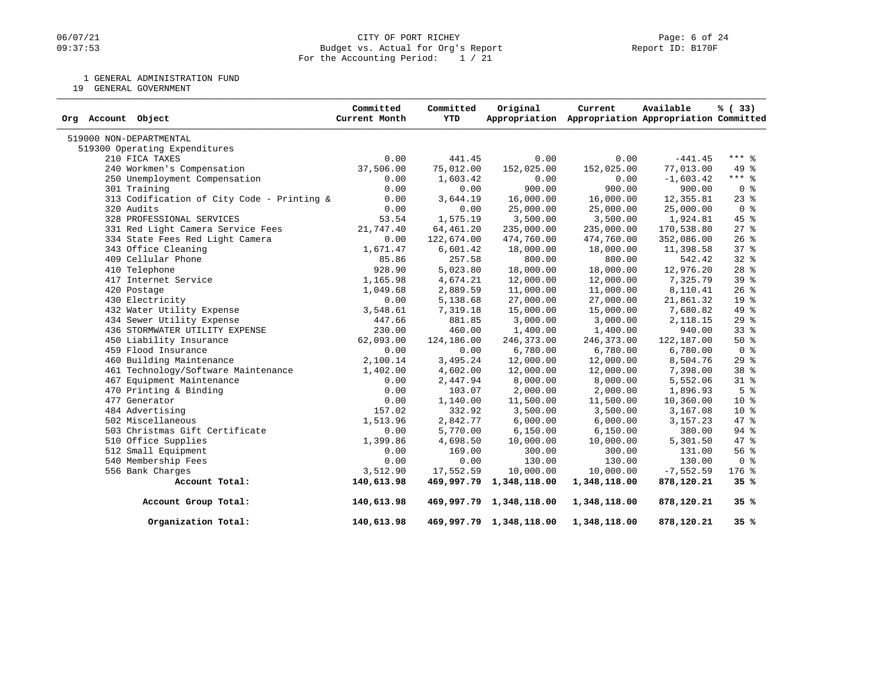CITY OF PORT RICHEY
Budget vs. Actual for Org's Report
For the Accounting Period: 1 / 21

1 GENERAL ADMINISTRATION FUND
19 GENERAL GOVERNMENT

| Org Account Object | Committed Current Month | Committed YTD | Original Appropriation | Current Appropriation | Available Appropriation | % ( 33) Committed |
|---|---|---|---|---|---|---|
| 519000 NON-DEPARTMENTAL | | | | | | |
| 519300 Operating Expenditures | | | | | | |
| 210 FICA TAXES | 0.00 | 441.45 | 0.00 | 0.00 | -441.45 | *** % |
| 240 Workmen's Compensation | 37,506.00 | 75,012.00 | 152,025.00 | 152,025.00 | 77,013.00 | 49 % |
| 250 Unemployment Compensation | 0.00 | 1,603.42 | 0.00 | 0.00 | -1,603.42 | *** % |
| 301 Training | 0.00 | 0.00 | 900.00 | 900.00 | 900.00 | 0 % |
| 313 Codification of City Code - Printing & | 0.00 | 3,644.19 | 16,000.00 | 16,000.00 | 12,355.81 | 23 % |
| 320 Audits | 0.00 | 0.00 | 25,000.00 | 25,000.00 | 25,000.00 | 0 % |
| 328 PROFESSIONAL SERVICES | 53.54 | 1,575.19 | 3,500.00 | 3,500.00 | 1,924.81 | 45 % |
| 331 Red Light Camera Service Fees | 21,747.40 | 64,461.20 | 235,000.00 | 235,000.00 | 170,538.80 | 27 % |
| 334 State Fees Red Light Camera | 0.00 | 122,674.00 | 474,760.00 | 474,760.00 | 352,086.00 | 26 % |
| 343 Office Cleaning | 1,671.47 | 6,601.42 | 18,000.00 | 18,000.00 | 11,398.58 | 37 % |
| 409 Cellular Phone | 85.86 | 257.58 | 800.00 | 800.00 | 542.42 | 32 % |
| 410 Telephone | 928.90 | 5,023.80 | 18,000.00 | 18,000.00 | 12,976.20 | 28 % |
| 417 Internet Service | 1,165.98 | 4,674.21 | 12,000.00 | 12,000.00 | 7,325.79 | 39 % |
| 420 Postage | 1,049.68 | 2,889.59 | 11,000.00 | 11,000.00 | 8,110.41 | 26 % |
| 430 Electricity | 0.00 | 5,138.68 | 27,000.00 | 27,000.00 | 21,861.32 | 19 % |
| 432 Water Utility Expense | 3,548.61 | 7,319.18 | 15,000.00 | 15,000.00 | 7,680.82 | 49 % |
| 434 Sewer Utility Expense | 447.66 | 881.85 | 3,000.00 | 3,000.00 | 2,118.15 | 29 % |
| 436 STORMWATER UTILITY EXPENSE | 230.00 | 460.00 | 1,400.00 | 1,400.00 | 940.00 | 33 % |
| 450 Liability Insurance | 62,093.00 | 124,186.00 | 246,373.00 | 246,373.00 | 122,187.00 | 50 % |
| 459 Flood Insurance | 0.00 | 0.00 | 6,780.00 | 6,780.00 | 6,780.00 | 0 % |
| 460 Building Maintenance | 2,100.14 | 3,495.24 | 12,000.00 | 12,000.00 | 8,504.76 | 29 % |
| 461 Technology/Software Maintenance | 1,402.00 | 4,602.00 | 12,000.00 | 12,000.00 | 7,398.00 | 38 % |
| 467 Equipment Maintenance | 0.00 | 2,447.94 | 8,000.00 | 8,000.00 | 5,552.06 | 31 % |
| 470 Printing & Binding | 0.00 | 103.07 | 2,000.00 | 2,000.00 | 1,896.93 | 5 % |
| 477 Generator | 0.00 | 1,140.00 | 11,500.00 | 11,500.00 | 10,360.00 | 10 % |
| 484 Advertising | 157.02 | 332.92 | 3,500.00 | 3,500.00 | 3,167.08 | 10 % |
| 502 Miscellaneous | 1,513.96 | 2,842.77 | 6,000.00 | 6,000.00 | 3,157.23 | 47 % |
| 503 Christmas Gift Certificate | 0.00 | 5,770.00 | 6,150.00 | 6,150.00 | 380.00 | 94 % |
| 510 Office Supplies | 1,399.86 | 4,698.50 | 10,000.00 | 10,000.00 | 5,301.50 | 47 % |
| 512 Small Equipment | 0.00 | 169.00 | 300.00 | 300.00 | 131.00 | 56 % |
| 540 Membership Fees | 0.00 | 0.00 | 130.00 | 130.00 | 130.00 | 0 % |
| 556 Bank Charges | 3,512.90 | 17,552.59 | 10,000.00 | 10,000.00 | -7,552.59 | 176 % |
| **Account Total:** | **140,613.98** | **469,997.79** | **1,348,118.00** | **1,348,118.00** | **878,120.21** | **35 %** |
| **Account Group Total:** | **140,613.98** | **469,997.79** | **1,348,118.00** | **1,348,118.00** | **878,120.21** | **35 %** |
| **Organization Total:** | **140,613.98** | **469,997.79** | **1,348,118.00** | **1,348,118.00** | **878,120.21** | **35 %** |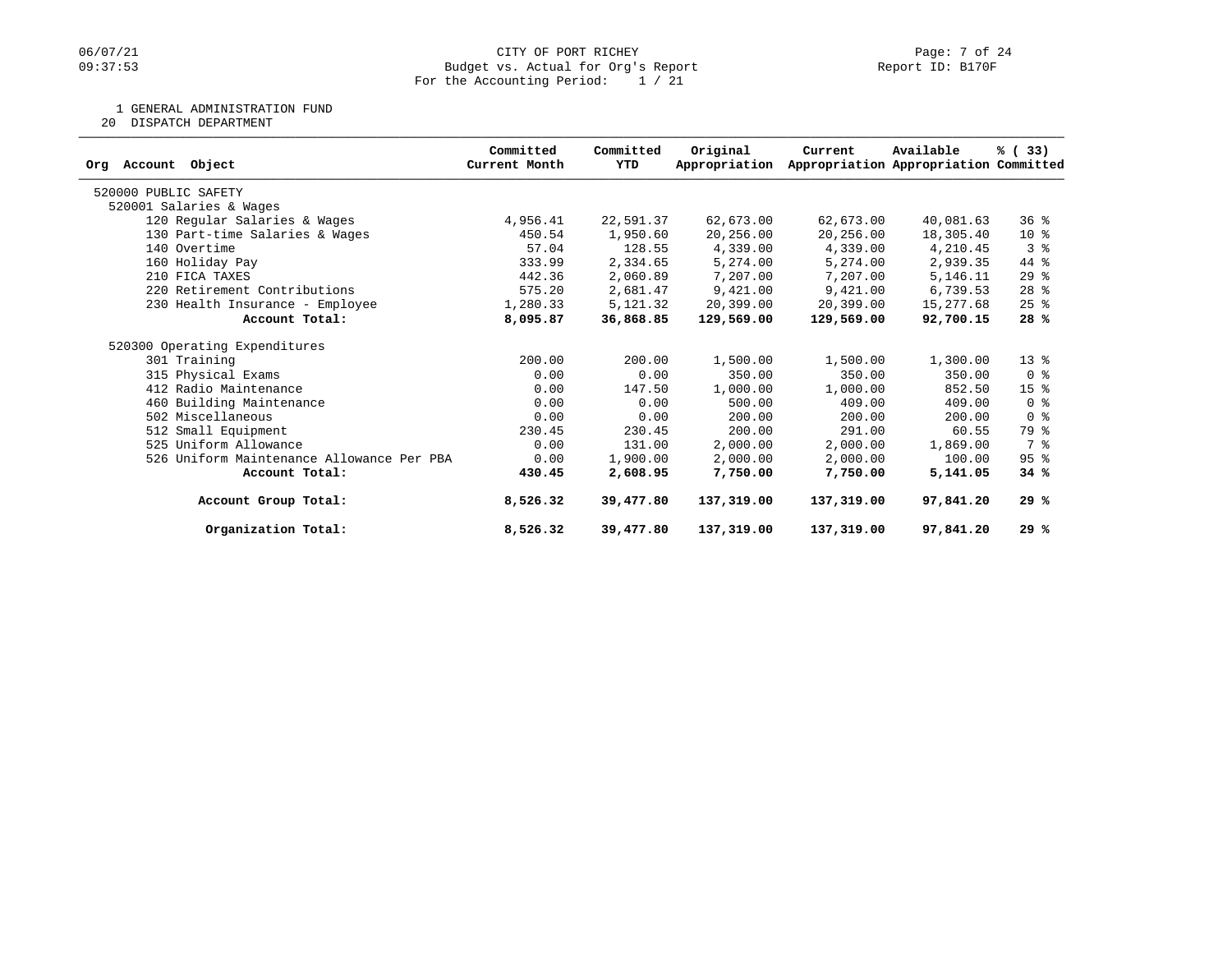CITY OF PORT RICHEY
Budget vs. Actual for Org's Report
For the Accounting Period: 1 / 21

06/07/21
09:37:53

Report ID: B170F

1 GENERAL ADMINISTRATION FUND
20 DISPATCH DEPARTMENT

| Org Account Object | Committed Current Month | Committed YTD | Original Appropriation | Current Appropriation | Available Appropriation | % ( 33) Committed |
|---|---|---|---|---|---|---|
| 520000 PUBLIC SAFETY | | | | | | |
| 520001 Salaries & Wages | | | | | | |
| 120 Regular Salaries & Wages | 4,956.41 | 22,591.37 | 62,673.00 | 62,673.00 | 40,081.63 | 36 % |
| 130 Part-time Salaries & Wages | 450.54 | 1,950.60 | 20,256.00 | 20,256.00 | 18,305.40 | 10 % |
| 140 Overtime | 57.04 | 128.55 | 4,339.00 | 4,339.00 | 4,210.45 | 3 % |
| 160 Holiday Pay | 333.99 | 2,334.65 | 5,274.00 | 5,274.00 | 2,939.35 | 44 % |
| 210 FICA TAXES | 442.36 | 2,060.89 | 7,207.00 | 7,207.00 | 5,146.11 | 29 % |
| 220 Retirement Contributions | 575.20 | 2,681.47 | 9,421.00 | 9,421.00 | 6,739.53 | 28 % |
| 230 Health Insurance - Employee | 1,280.33 | 5,121.32 | 20,399.00 | 20,399.00 | 15,277.68 | 25 % |
| **Account Total:** | **8,095.87** | **36,868.85** | **129,569.00** | **129,569.00** | **92,700.15** | **28 %** |
| 520300 Operating Expenditures | | | | | | |
| 301 Training | 200.00 | 200.00 | 1,500.00 | 1,500.00 | 1,300.00 | 13 % |
| 315 Physical Exams | 0.00 | 0.00 | 350.00 | 350.00 | 350.00 | 0 % |
| 412 Radio Maintenance | 0.00 | 147.50 | 1,000.00 | 1,000.00 | 852.50 | 15 % |
| 460 Building Maintenance | 0.00 | 0.00 | 500.00 | 409.00 | 409.00 | 0 % |
| 502 Miscellaneous | 0.00 | 0.00 | 200.00 | 200.00 | 200.00 | 0 % |
| 512 Small Equipment | 230.45 | 230.45 | 200.00 | 291.00 | 60.55 | 79 % |
| 525 Uniform Allowance | 0.00 | 131.00 | 2,000.00 | 2,000.00 | 1,869.00 | 7 % |
| 526 Uniform Maintenance Allowance Per PBA | 0.00 | 1,900.00 | 2,000.00 | 2,000.00 | 100.00 | 95 % |
| **Account Total:** | **430.45** | **2,608.95** | **7,750.00** | **7,750.00** | **5,141.05** | **34 %** |
| **Account Group Total:** | **8,526.32** | **39,477.80** | **137,319.00** | **137,319.00** | **97,841.20** | **29 %** |
| **Organization Total:** | **8,526.32** | **39,477.80** | **137,319.00** | **137,319.00** | **97,841.20** | **29 %** |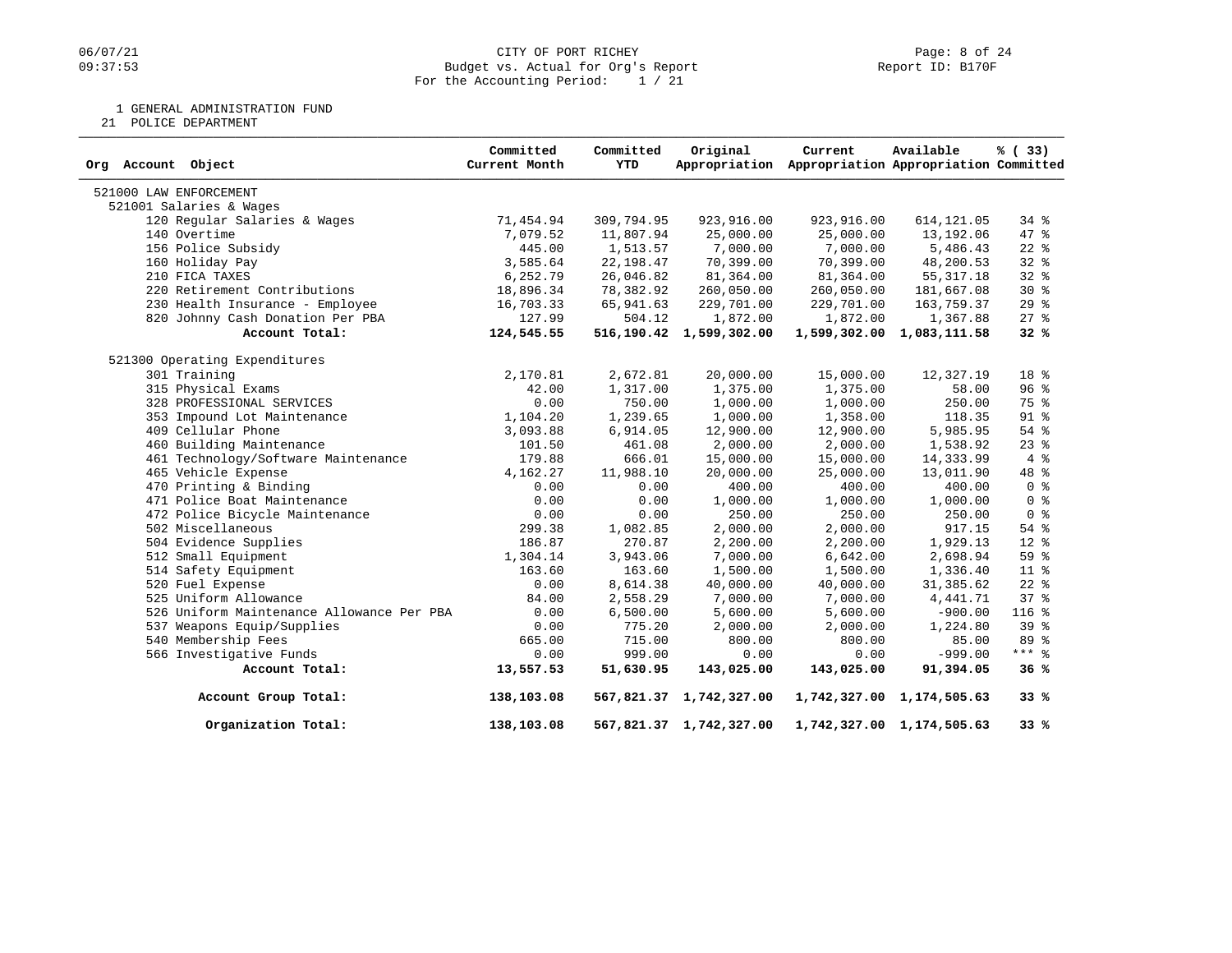CITY OF PORT RICHEY
Budget vs. Actual for Org's Report
For the Accounting Period: 1 / 21

1 GENERAL ADMINISTRATION FUND
21 POLICE DEPARTMENT

| Org Account Object | Committed Current Month | Committed YTD | Original Appropriation | Current Appropriation | Available Appropriation | % ( 33) Committed |
|---|---|---|---|---|---|---|
| 521000 LAW ENFORCEMENT | | | | | | |
| 521001 Salaries & Wages | | | | | | |
| 120 Regular Salaries & Wages | 71,454.94 | 309,794.95 | 923,916.00 | 923,916.00 | 614,121.05 | 34 % |
| 140 Overtime | 7,079.52 | 11,807.94 | 25,000.00 | 25,000.00 | 13,192.06 | 47 % |
| 156 Police Subsidy | 445.00 | 1,513.57 | 7,000.00 | 7,000.00 | 5,486.43 | 22 % |
| 160 Holiday Pay | 3,585.64 | 22,198.47 | 70,399.00 | 70,399.00 | 48,200.53 | 32 % |
| 210 FICA TAXES | 6,252.79 | 26,046.82 | 81,364.00 | 81,364.00 | 55,317.18 | 32 % |
| 220 Retirement Contributions | 18,896.34 | 78,382.92 | 260,050.00 | 260,050.00 | 181,667.08 | 30 % |
| 230 Health Insurance - Employee | 16,703.33 | 65,941.63 | 229,701.00 | 229,701.00 | 163,759.37 | 29 % |
| 820 Johnny Cash Donation Per PBA | 127.99 | 504.12 | 1,872.00 | 1,872.00 | 1,367.88 | 27 % |
| **Account Total:** | **124,545.55** | **516,190.42** | **1,599,302.00** | **1,599,302.00** | **1,083,111.58** | **32 %** |
| 521300 Operating Expenditures | | | | | | |
| 301 Training | 2,170.81 | 2,672.81 | 20,000.00 | 15,000.00 | 12,327.19 | 18 % |
| 315 Physical Exams | 42.00 | 1,317.00 | 1,375.00 | 1,375.00 | 58.00 | 96 % |
| 328 PROFESSIONAL SERVICES | 0.00 | 750.00 | 1,000.00 | 1,000.00 | 250.00 | 75 % |
| 353 Impound Lot Maintenance | 1,104.20 | 1,239.65 | 1,000.00 | 1,358.00 | 118.35 | 91 % |
| 409 Cellular Phone | 3,093.88 | 6,914.05 | 12,900.00 | 12,900.00 | 5,985.95 | 54 % |
| 460 Building Maintenance | 101.50 | 461.08 | 2,000.00 | 2,000.00 | 1,538.92 | 23 % |
| 461 Technology/Software Maintenance | 179.88 | 666.01 | 15,000.00 | 15,000.00 | 14,333.99 | 4 % |
| 465 Vehicle Expense | 4,162.27 | 11,988.10 | 20,000.00 | 25,000.00 | 13,011.90 | 48 % |
| 470 Printing & Binding | 0.00 | 0.00 | 400.00 | 400.00 | 400.00 | 0 % |
| 471 Police Boat Maintenance | 0.00 | 0.00 | 1,000.00 | 1,000.00 | 1,000.00 | 0 % |
| 472 Police Bicycle Maintenance | 0.00 | 0.00 | 250.00 | 250.00 | 250.00 | 0 % |
| 502 Miscellaneous | 299.38 | 1,082.85 | 2,000.00 | 2,000.00 | 917.15 | 54 % |
| 504 Evidence Supplies | 186.87 | 270.87 | 2,200.00 | 2,200.00 | 1,929.13 | 12 % |
| 512 Small Equipment | 1,304.14 | 3,943.06 | 7,000.00 | 6,642.00 | 2,698.94 | 59 % |
| 514 Safety Equipment | 163.60 | 163.60 | 1,500.00 | 1,500.00 | 1,336.40 | 11 % |
| 520 Fuel Expense | 0.00 | 8,614.38 | 40,000.00 | 40,000.00 | 31,385.62 | 22 % |
| 525 Uniform Allowance | 84.00 | 2,558.29 | 7,000.00 | 7,000.00 | 4,441.71 | 37 % |
| 526 Uniform Maintenance Allowance Per PBA | 0.00 | 6,500.00 | 5,600.00 | 5,600.00 | -900.00 | 116 % |
| 537 Weapons Equip/Supplies | 0.00 | 775.20 | 2,000.00 | 2,000.00 | 1,224.80 | 39 % |
| 540 Membership Fees | 665.00 | 715.00 | 800.00 | 800.00 | 85.00 | 89 % |
| 566 Investigative Funds | 0.00 | 999.00 | 0.00 | 0.00 | -999.00 | *** % |
| **Account Total:** | **13,557.53** | **51,630.95** | **143,025.00** | **143,025.00** | **91,394.05** | **36 %** |
| **Account Group Total:** | **138,103.08** | **567,821.37** | **1,742,327.00** | **1,742,327.00** | **1,174,505.63** | **33 %** |
| **Organization Total:** | **138,103.08** | **567,821.37** | **1,742,327.00** | **1,742,327.00** | **1,174,505.63** | **33 %** |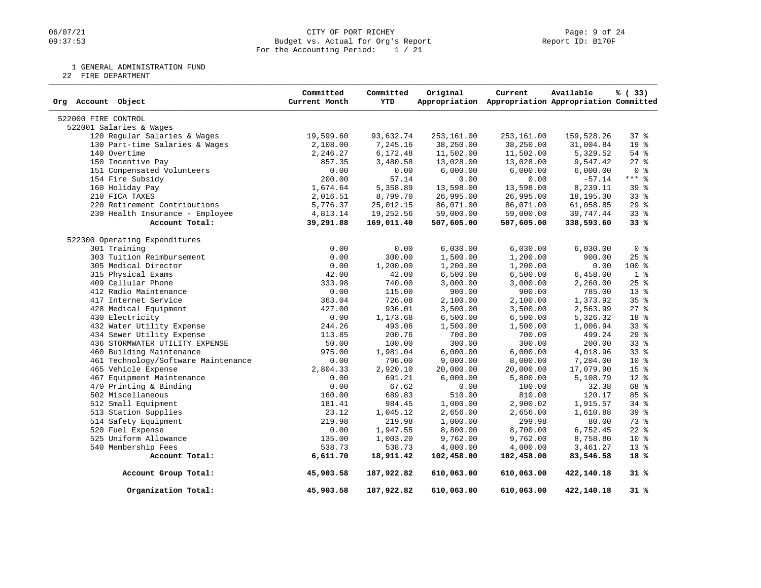CITY OF PORT RICHEY
Budget vs. Actual for Org's Report
For the Accounting Period: 1 / 21

1 GENERAL ADMINISTRATION FUND
22 FIRE DEPARTMENT

| Org Account Object | Committed Current Month | Committed YTD | Original Appropriation | Current Appropriation | Available Appropriation | % ( 33) Committed |
|---|---|---|---|---|---|---|
| 522000 FIRE CONTROL | | | | | | |
| 522001 Salaries & Wages | | | | | | |
| 120 Regular Salaries & Wages | 19,599.60 | 93,632.74 | 253,161.00 | 253,161.00 | 159,528.26 | 37 % |
| 130 Part-time Salaries & Wages | 2,108.00 | 7,245.16 | 38,250.00 | 38,250.00 | 31,004.84 | 19 % |
| 140 Overtime | 2,246.27 | 6,172.48 | 11,502.00 | 11,502.00 | 5,329.52 | 54 % |
| 150 Incentive Pay | 857.35 | 3,480.58 | 13,028.00 | 13,028.00 | 9,547.42 | 27 % |
| 151 Compensated Volunteers | 0.00 | 0.00 | 6,000.00 | 6,000.00 | 6,000.00 | 0 % |
| 154 Fire Subsidy | 200.00 | 57.14 | 0.00 | 0.00 | -57.14 | *** % |
| 160 Holiday Pay | 1,674.64 | 5,358.89 | 13,598.00 | 13,598.00 | 8,239.11 | 39 % |
| 210 FICA TAXES | 2,016.51 | 8,799.70 | 26,995.00 | 26,995.00 | 18,195.30 | 33 % |
| 220 Retirement Contributions | 5,776.37 | 25,012.15 | 86,071.00 | 86,071.00 | 61,058.85 | 29 % |
| 230 Health Insurance - Employee | 4,813.14 | 19,252.56 | 59,000.00 | 59,000.00 | 39,747.44 | 33 % |
| **Account Total:** | **39,291.88** | **169,011.40** | **507,605.00** | **507,605.00** | **338,593.60** | **33 %** |
| 522300 Operating Expenditures | | | | | | |
| 301 Training | 0.00 | 0.00 | 6,030.00 | 6,030.00 | 6,030.00 | 0 % |
| 303 Tuition Reimbursement | 0.00 | 300.00 | 1,500.00 | 1,200.00 | 900.00 | 25 % |
| 305 Medical Director | 0.00 | 1,200.00 | 1,200.00 | 1,200.00 | 0.00 | 100 % |
| 315 Physical Exams | 42.00 | 42.00 | 6,500.00 | 6,500.00 | 6,458.00 | 1 % |
| 409 Cellular Phone | 333.98 | 740.00 | 3,000.00 | 3,000.00 | 2,260.00 | 25 % |
| 412 Radio Maintenance | 0.00 | 115.00 | 900.00 | 900.00 | 785.00 | 13 % |
| 417 Internet Service | 363.04 | 726.08 | 2,100.00 | 2,100.00 | 1,373.92 | 35 % |
| 428 Medical Equipment | 427.00 | 936.01 | 3,500.00 | 3,500.00 | 2,563.99 | 27 % |
| 430 Electricity | 0.00 | 1,173.68 | 6,500.00 | 6,500.00 | 5,326.32 | 18 % |
| 432 Water Utility Expense | 244.26 | 493.06 | 1,500.00 | 1,500.00 | 1,006.94 | 33 % |
| 434 Sewer Utility Expense | 113.85 | 200.76 | 700.00 | 700.00 | 499.24 | 29 % |
| 436 STORMWATER UTILITY EXPENSE | 50.00 | 100.00 | 300.00 | 300.00 | 200.00 | 33 % |
| 460 Building Maintenance | 975.00 | 1,981.04 | 6,000.00 | 6,000.00 | 4,018.96 | 33 % |
| 461 Technology/Software Maintenance | 0.00 | 796.00 | 9,000.00 | 8,000.00 | 7,204.00 | 10 % |
| 465 Vehicle Expense | 2,804.33 | 2,920.10 | 20,000.00 | 20,000.00 | 17,079.90 | 15 % |
| 467 Equipment Maintenance | 0.00 | 691.21 | 6,000.00 | 5,800.00 | 5,108.79 | 12 % |
| 470 Printing & Binding | 0.00 | 67.62 | 0.00 | 100.00 | 32.38 | 68 % |
| 502 Miscellaneous | 160.00 | 689.83 | 510.00 | 810.00 | 120.17 | 85 % |
| 512 Small Equipment | 181.41 | 984.45 | 1,000.00 | 2,900.02 | 1,915.57 | 34 % |
| 513 Station Supplies | 23.12 | 1,045.12 | 2,656.00 | 2,656.00 | 1,610.88 | 39 % |
| 514 Safety Equipment | 219.98 | 219.98 | 1,000.00 | 299.98 | 80.00 | 73 % |
| 520 Fuel Expense | 0.00 | 1,947.55 | 8,800.00 | 8,700.00 | 6,752.45 | 22 % |
| 525 Uniform Allowance | 135.00 | 1,003.20 | 9,762.00 | 9,762.00 | 8,758.80 | 10 % |
| 540 Membership Fees | 538.73 | 538.73 | 4,000.00 | 4,000.00 | 3,461.27 | 13 % |
| **Account Total:** | **6,611.70** | **18,911.42** | **102,458.00** | **102,458.00** | **83,546.58** | **18 %** |
| **Account Group Total:** | **45,903.58** | **187,922.82** | **610,063.00** | **610,063.00** | **422,140.18** | **31 %** |
| **Organization Total:** | **45,903.58** | **187,922.82** | **610,063.00** | **610,063.00** | **422,140.18** | **31 %** |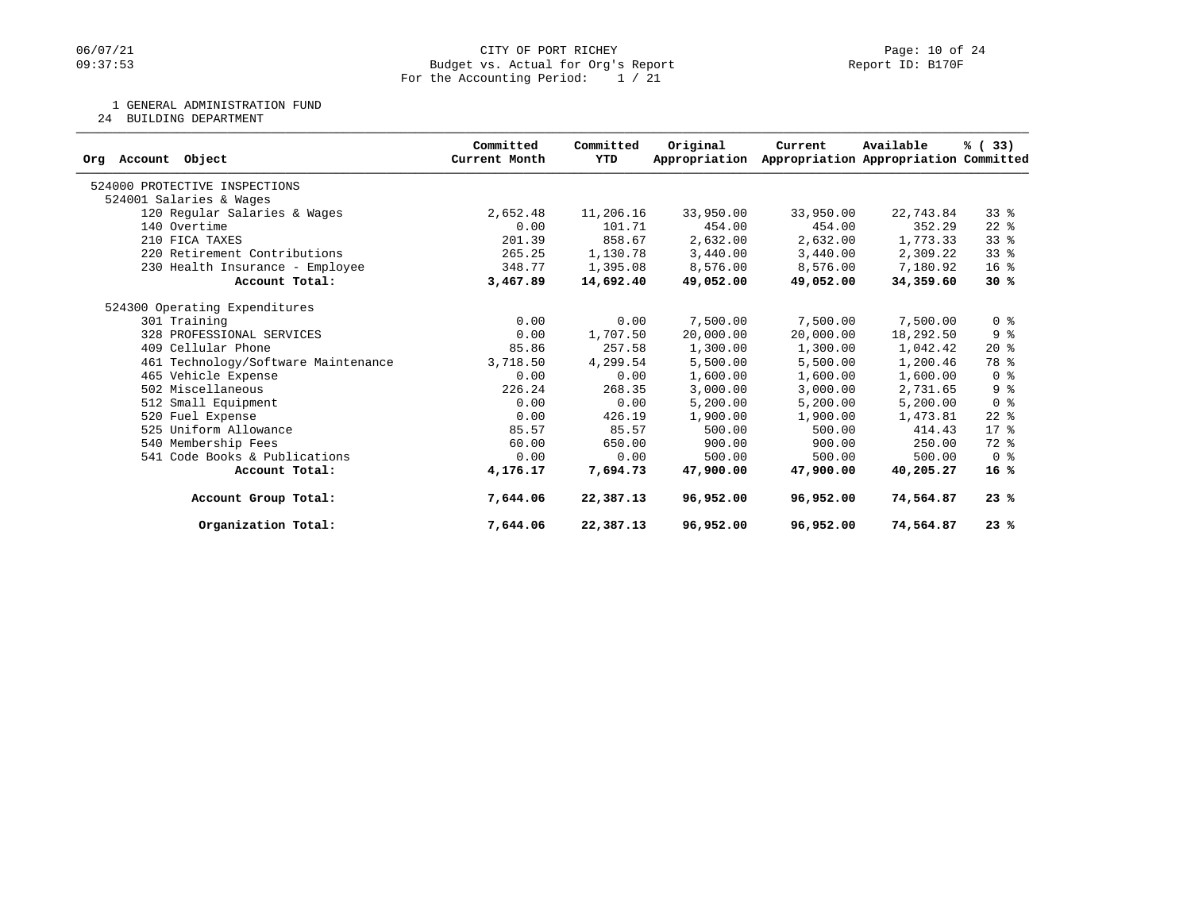CITY OF PORT RICHEY
Budget vs. Actual for Org's Report
For the Accounting Period: 1 / 21

06/07/21
09:37:53

Report ID: B170F

1 GENERAL ADMINISTRATION FUND
24 BUILDING DEPARTMENT

| Org Account Object | Committed Current Month | Committed YTD | Original Appropriation | Current Appropriation | Available Appropriation | % ( 33) Committed |
|---|---|---|---|---|---|---|
| 524000 PROTECTIVE INSPECTIONS | | | | | | |
| 524001 Salaries & Wages | | | | | | |
| 120 Regular Salaries & Wages | 2,652.48 | 11,206.16 | 33,950.00 | 33,950.00 | 22,743.84 | 33 % |
| 140 Overtime | 0.00 | 101.71 | 454.00 | 454.00 | 352.29 | 22 % |
| 210 FICA TAXES | 201.39 | 858.67 | 2,632.00 | 2,632.00 | 1,773.33 | 33 % |
| 220 Retirement Contributions | 265.25 | 1,130.78 | 3,440.00 | 3,440.00 | 2,309.22 | 33 % |
| 230 Health Insurance - Employee | 348.77 | 1,395.08 | 8,576.00 | 8,576.00 | 7,180.92 | 16 % |
| **Account Total:** | **3,467.89** | **14,692.40** | **49,052.00** | **49,052.00** | **34,359.60** | **30 %** |
| 524300 Operating Expenditures | | | | | | |
| 301 Training | 0.00 | 0.00 | 7,500.00 | 7,500.00 | 7,500.00 | 0 % |
| 328 PROFESSIONAL SERVICES | 0.00 | 1,707.50 | 20,000.00 | 20,000.00 | 18,292.50 | 9 % |
| 409 Cellular Phone | 85.86 | 257.58 | 1,300.00 | 1,300.00 | 1,042.42 | 20 % |
| 461 Technology/Software Maintenance | 3,718.50 | 4,299.54 | 5,500.00 | 5,500.00 | 1,200.46 | 78 % |
| 465 Vehicle Expense | 0.00 | 0.00 | 1,600.00 | 1,600.00 | 1,600.00 | 0 % |
| 502 Miscellaneous | 226.24 | 268.35 | 3,000.00 | 3,000.00 | 2,731.65 | 9 % |
| 512 Small Equipment | 0.00 | 0.00 | 5,200.00 | 5,200.00 | 5,200.00 | 0 % |
| 520 Fuel Expense | 0.00 | 426.19 | 1,900.00 | 1,900.00 | 1,473.81 | 22 % |
| 525 Uniform Allowance | 85.57 | 85.57 | 500.00 | 500.00 | 414.43 | 17 % |
| 540 Membership Fees | 60.00 | 650.00 | 900.00 | 900.00 | 250.00 | 72 % |
| 541 Code Books & Publications | 0.00 | 0.00 | 500.00 | 500.00 | 500.00 | 0 % |
| **Account Total:** | **4,176.17** | **7,694.73** | **47,900.00** | **47,900.00** | **40,205.27** | **16 %** |
| **Account Group Total:** | **7,644.06** | **22,387.13** | **96,952.00** | **96,952.00** | **74,564.87** | **23 %** |
| **Organization Total:** | **7,644.06** | **22,387.13** | **96,952.00** | **96,952.00** | **74,564.87** | **23 %** |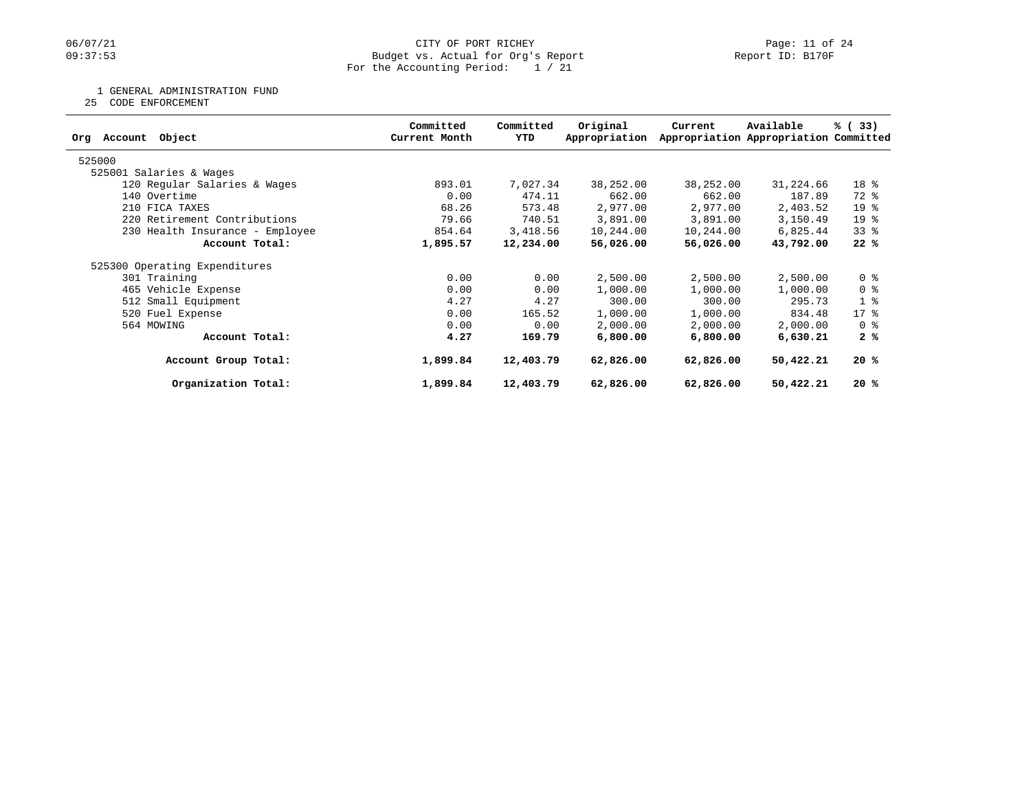CITY OF PORT RICHEY
Budget vs. Actual for Org's Report
For the Accounting Period: 1 / 21

Report ID: B170F

06/07/21
09:37:53

1 GENERAL ADMINISTRATION FUND
25 CODE ENFORCEMENT

| Org Account Object | Committed Current Month | Committed YTD | Original Appropriation | Current Appropriation | Available Appropriation | % ( 33) Committed |
|---|---|---|---|---|---|---|
| 525000 | | | | | | |
| 525001 Salaries & Wages | | | | | | |
| 120 Regular Salaries & Wages | 893.01 | 7,027.34 | 38,252.00 | 38,252.00 | 31,224.66 | 18 % |
| 140 Overtime | 0.00 | 474.11 | 662.00 | 662.00 | 187.89 | 72 % |
| 210 FICA TAXES | 68.26 | 573.48 | 2,977.00 | 2,977.00 | 2,403.52 | 19 % |
| 220 Retirement Contributions | 79.66 | 740.51 | 3,891.00 | 3,891.00 | 3,150.49 | 19 % |
| 230 Health Insurance - Employee | 854.64 | 3,418.56 | 10,244.00 | 10,244.00 | 6,825.44 | 33 % |
| **Account Total:** | **1,895.57** | **12,234.00** | **56,026.00** | **56,026.00** | **43,792.00** | **22 %** |
| 525300 Operating Expenditures | | | | | | |
| 301 Training | 0.00 | 0.00 | 2,500.00 | 2,500.00 | 2,500.00 | 0 % |
| 465 Vehicle Expense | 0.00 | 0.00 | 1,000.00 | 1,000.00 | 1,000.00 | 0 % |
| 512 Small Equipment | 4.27 | 4.27 | 300.00 | 300.00 | 295.73 | 1 % |
| 520 Fuel Expense | 0.00 | 165.52 | 1,000.00 | 1,000.00 | 834.48 | 17 % |
| 564 MOWING | 0.00 | 0.00 | 2,000.00 | 2,000.00 | 2,000.00 | 0 % |
| **Account Total:** | **4.27** | **169.79** | **6,800.00** | **6,800.00** | **6,630.21** | **2 %** |
| **Account Group Total:** | **1,899.84** | **12,403.79** | **62,826.00** | **62,826.00** | **50,422.21** | **20 %** |
| **Organization Total:** | **1,899.84** | **12,403.79** | **62,826.00** | **62,826.00** | **50,422.21** | **20 %** |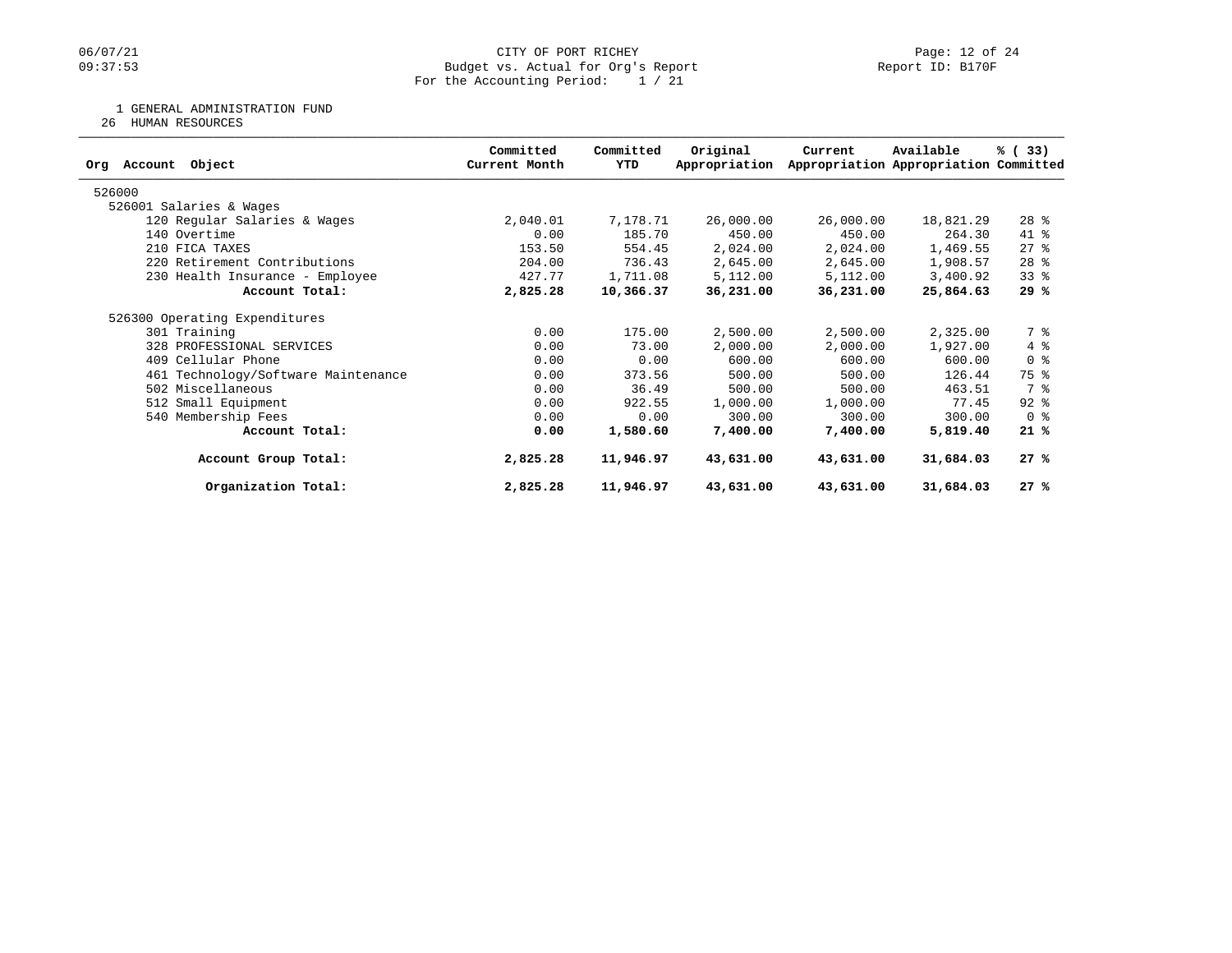06/07/21
09:37:53

CITY OF PORT RICHEY
Budget vs. Actual for Org's Report
For the Accounting Period: 1 / 21

Report ID: B170F

1 GENERAL ADMINISTRATION FUND
26 HUMAN RESOURCES

| Org Account Object | Committed Current Month | Committed YTD | Original Appropriation | Current Appropriation | Available Appropriation | % ( 33) Committed |
|---|---|---|---|---|---|---|
| 526000 | | | | | | |
| 526001 Salaries & Wages | | | | | | |
| 120 Regular Salaries & Wages | 2,040.01 | 7,178.71 | 26,000.00 | 26,000.00 | 18,821.29 | 28 % |
| 140 Overtime | 0.00 | 185.70 | 450.00 | 450.00 | 264.30 | 41 % |
| 210 FICA TAXES | 153.50 | 554.45 | 2,024.00 | 2,024.00 | 1,469.55 | 27 % |
| 220 Retirement Contributions | 204.00 | 736.43 | 2,645.00 | 2,645.00 | 1,908.57 | 28 % |
| 230 Health Insurance - Employee | 427.77 | 1,711.08 | 5,112.00 | 5,112.00 | 3,400.92 | 33 % |
| **Account Total:** | **2,825.28** | **10,366.37** | **36,231.00** | **36,231.00** | **25,864.63** | **29 %** |
| 526300 Operating Expenditures | | | | | | |
| 301 Training | 0.00 | 175.00 | 2,500.00 | 2,500.00 | 2,325.00 | 7 % |
| 328 PROFESSIONAL SERVICES | 0.00 | 73.00 | 2,000.00 | 2,000.00 | 1,927.00 | 4 % |
| 409 Cellular Phone | 0.00 | 0.00 | 600.00 | 600.00 | 600.00 | 0 % |
| 461 Technology/Software Maintenance | 0.00 | 373.56 | 500.00 | 500.00 | 126.44 | 75 % |
| 502 Miscellaneous | 0.00 | 36.49 | 500.00 | 500.00 | 463.51 | 7 % |
| 512 Small Equipment | 0.00 | 922.55 | 1,000.00 | 1,000.00 | 77.45 | 92 % |
| 540 Membership Fees | 0.00 | 0.00 | 300.00 | 300.00 | 300.00 | 0 % |
| **Account Total:** | **0.00** | **1,580.60** | **7,400.00** | **7,400.00** | **5,819.40** | **21 %** |
| **Account Group Total:** | **2,825.28** | **11,946.97** | **43,631.00** | **43,631.00** | **31,684.03** | **27 %** |
| **Organization Total:** | **2,825.28** | **11,946.97** | **43,631.00** | **43,631.00** | **31,684.03** | **27 %** |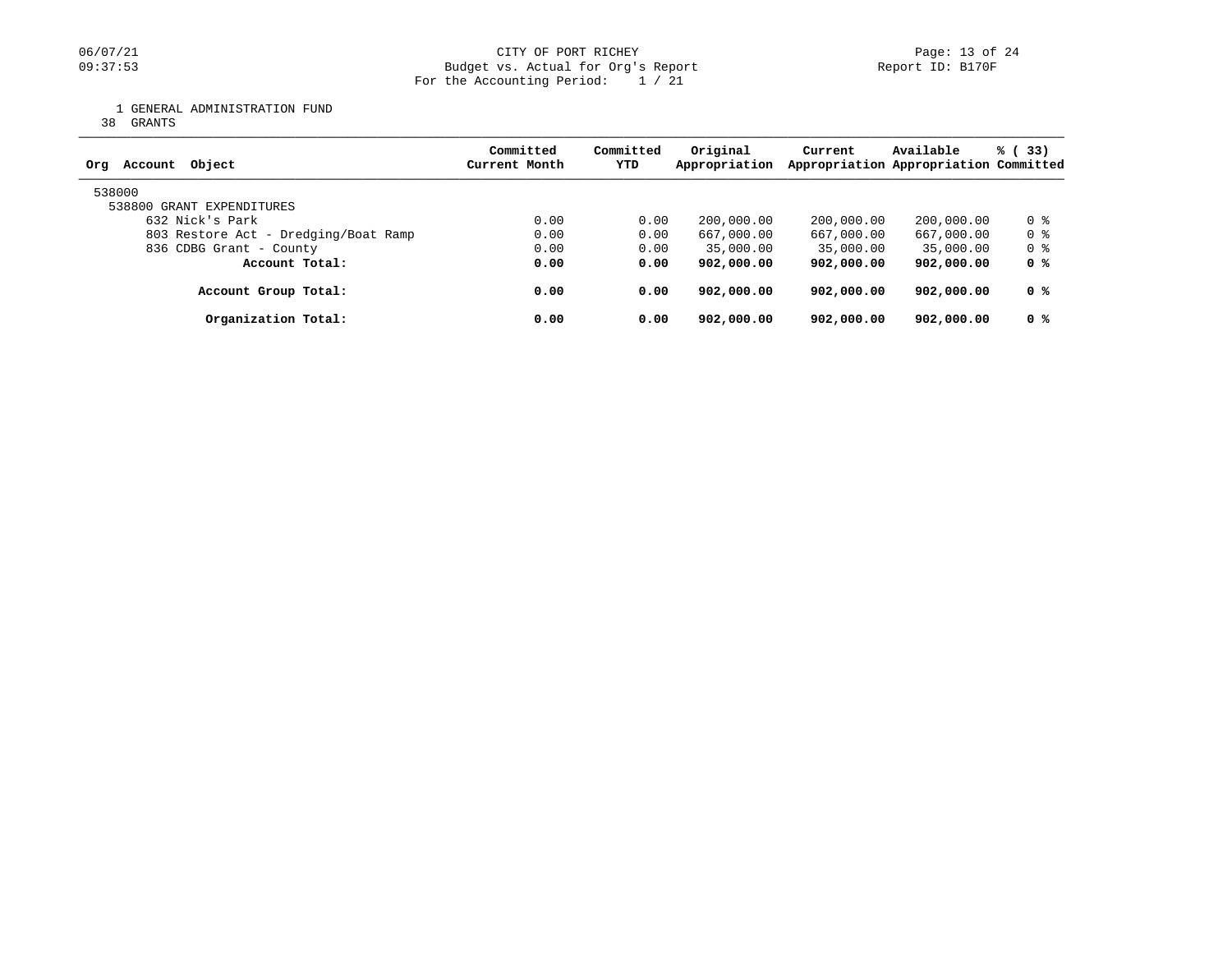CITY OF PORT RICHEY
Budget vs. Actual for Org's Report
For the Accounting Period: 1 / 21

1 GENERAL ADMINISTRATION FUND
38 GRANTS

| Org Account Object | Committed Current Month | Committed YTD | Original Appropriation | Current Appropriation | Available Appropriation | % ( 33) Committed |
|---|---|---|---|---|---|---|
| 538000 | | | | | | |
| 538800 GRANT EXPENDITURES | | | | | | |
| 632 Nick's Park | 0.00 | 0.00 | 200,000.00 | 200,000.00 | 200,000.00 | 0 % |
| 803 Restore Act - Dredging/Boat Ramp | 0.00 | 0.00 | 667,000.00 | 667,000.00 | 667,000.00 | 0 % |
| 836 CDBG Grant - County | 0.00 | 0.00 | 35,000.00 | 35,000.00 | 35,000.00 | 0 % |
| **Account Total:** | **0.00** | **0.00** | **902,000.00** | **902,000.00** | **902,000.00** | **0 %** |
| **Account Group Total:** | **0.00** | **0.00** | **902,000.00** | **902,000.00** | **902,000.00** | **0 %** |
| **Organization Total:** | **0.00** | **0.00** | **902,000.00** | **902,000.00** | **902,000.00** | **0 %** |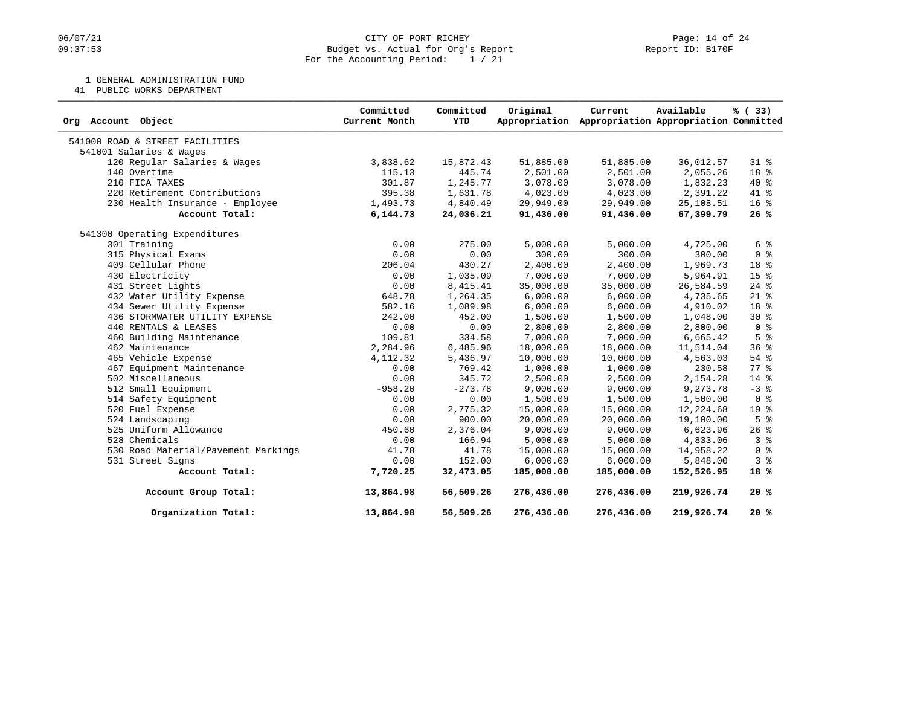CITY OF PORT RICHEY
Budget vs. Actual for Org's Report
For the Accounting Period: 1 / 21

1 GENERAL ADMINISTRATION FUND
41 PUBLIC WORKS DEPARTMENT

| Org Account Object | Committed Current Month | Committed YTD | Original Appropriation | Current Appropriation | Available Appropriation | % ( 33) Committed |
|---|---|---|---|---|---|---|
| 541000 ROAD & STREET FACILITIES | | | | | | |
| 541001 Salaries & Wages | | | | | | |
| 120 Regular Salaries & Wages | 3,838.62 | 15,872.43 | 51,885.00 | 51,885.00 | 36,012.57 | 31 % |
| 140 Overtime | 115.13 | 445.74 | 2,501.00 | 2,501.00 | 2,055.26 | 18 % |
| 210 FICA TAXES | 301.87 | 1,245.77 | 3,078.00 | 3,078.00 | 1,832.23 | 40 % |
| 220 Retirement Contributions | 395.38 | 1,631.78 | 4,023.00 | 4,023.00 | 2,391.22 | 41 % |
| 230 Health Insurance - Employee | 1,493.73 | 4,840.49 | 29,949.00 | 29,949.00 | 25,108.51 | 16 % |
| **Account Total:** | **6,144.73** | **24,036.21** | **91,436.00** | **91,436.00** | **67,399.79** | **26 %** |
| 541300 Operating Expenditures | | | | | | |
| 301 Training | 0.00 | 275.00 | 5,000.00 | 5,000.00 | 4,725.00 | 6 % |
| 315 Physical Exams | 0.00 | 0.00 | 300.00 | 300.00 | 300.00 | 0 % |
| 409 Cellular Phone | 206.04 | 430.27 | 2,400.00 | 2,400.00 | 1,969.73 | 18 % |
| 430 Electricity | 0.00 | 1,035.09 | 7,000.00 | 7,000.00 | 5,964.91 | 15 % |
| 431 Street Lights | 0.00 | 8,415.41 | 35,000.00 | 35,000.00 | 26,584.59 | 24 % |
| 432 Water Utility Expense | 648.78 | 1,264.35 | 6,000.00 | 6,000.00 | 4,735.65 | 21 % |
| 434 Sewer Utility Expense | 582.16 | 1,089.98 | 6,000.00 | 6,000.00 | 4,910.02 | 18 % |
| 436 STORMWATER UTILITY EXPENSE | 242.00 | 452.00 | 1,500.00 | 1,500.00 | 1,048.00 | 30 % |
| 440 RENTALS & LEASES | 0.00 | 0.00 | 2,800.00 | 2,800.00 | 2,800.00 | 0 % |
| 460 Building Maintenance | 109.81 | 334.58 | 7,000.00 | 7,000.00 | 6,665.42 | 5 % |
| 462 Maintenance | 2,284.96 | 6,485.96 | 18,000.00 | 18,000.00 | 11,514.04 | 36 % |
| 465 Vehicle Expense | 4,112.32 | 5,436.97 | 10,000.00 | 10,000.00 | 4,563.03 | 54 % |
| 467 Equipment Maintenance | 0.00 | 769.42 | 1,000.00 | 1,000.00 | 230.58 | 77 % |
| 502 Miscellaneous | 0.00 | 345.72 | 2,500.00 | 2,500.00 | 2,154.28 | 14 % |
| 512 Small Equipment | -958.20 | -273.78 | 9,000.00 | 9,000.00 | 9,273.78 | -3 % |
| 514 Safety Equipment | 0.00 | 0.00 | 1,500.00 | 1,500.00 | 1,500.00 | 0 % |
| 520 Fuel Expense | 0.00 | 2,775.32 | 15,000.00 | 15,000.00 | 12,224.68 | 19 % |
| 524 Landscaping | 0.00 | 900.00 | 20,000.00 | 20,000.00 | 19,100.00 | 5 % |
| 525 Uniform Allowance | 450.60 | 2,376.04 | 9,000.00 | 9,000.00 | 6,623.96 | 26 % |
| 528 Chemicals | 0.00 | 166.94 | 5,000.00 | 5,000.00 | 4,833.06 | 3 % |
| 530 Road Material/Pavement Markings | 41.78 | 41.78 | 15,000.00 | 15,000.00 | 14,958.22 | 0 % |
| 531 Street Signs | 0.00 | 152.00 | 6,000.00 | 6,000.00 | 5,848.00 | 3 % |
| **Account Total:** | **7,720.25** | **32,473.05** | **185,000.00** | **185,000.00** | **152,526.95** | **18 %** |
| **Account Group Total:** | **13,864.98** | **56,509.26** | **276,436.00** | **276,436.00** | **219,926.74** | **20 %** |
| **Organization Total:** | **13,864.98** | **56,509.26** | **276,436.00** | **276,436.00** | **219,926.74** | **20 %** |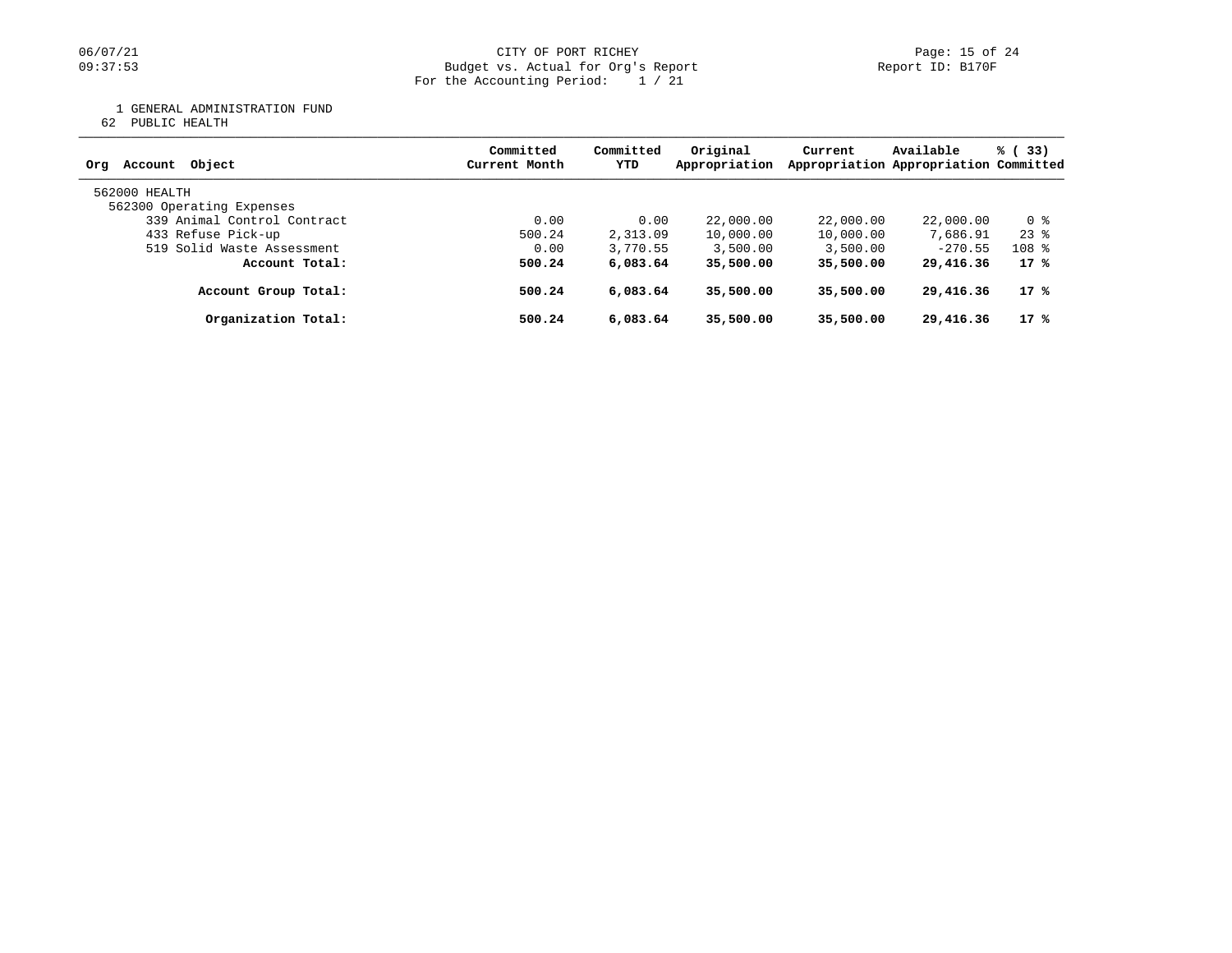CITY OF PORT RICHEY
Budget vs. Actual for Org's Report
For the Accounting Period: 1 / 21

1 GENERAL ADMINISTRATION FUND
62 PUBLIC HEALTH

| Org Account Object | Committed Current Month | Committed YTD | Original Appropriation | Current Appropriation | Available Appropriation | % ( 33) Committed |
|---|---|---|---|---|---|---|
| 562000 HEALTH | | | | | | |
| 562300 Operating Expenses | | | | | | |
| 339 Animal Control Contract | 0.00 | 0.00 | 22,000.00 | 22,000.00 | 22,000.00 | 0 % |
| 433 Refuse Pick-up | 500.24 | 2,313.09 | 10,000.00 | 10,000.00 | 7,686.91 | 23 % |
| 519 Solid Waste Assessment | 0.00 | 3,770.55 | 3,500.00 | 3,500.00 | -270.55 | 108 % |
| **Account Total:** | **500.24** | **6,083.64** | **35,500.00** | **35,500.00** | **29,416.36** | **17 %** |
| **Account Group Total:** | **500.24** | **6,083.64** | **35,500.00** | **35,500.00** | **29,416.36** | **17 %** |
| **Organization Total:** | **500.24** | **6,083.64** | **35,500.00** | **35,500.00** | **29,416.36** | **17 %** |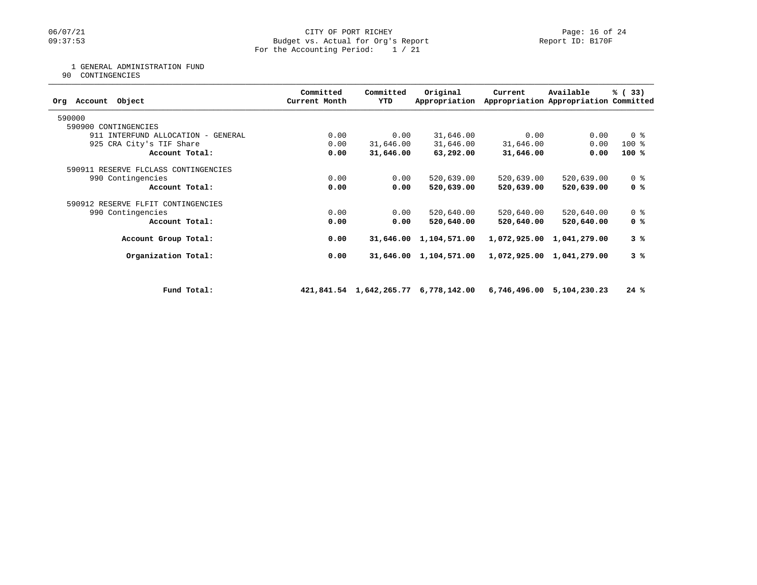CITY OF PORT RICHEY
Budget vs. Actual for Org's Report
For the Accounting Period: 1 / 21

06/07/21
09:37:53

Report ID: B170F

1 GENERAL ADMINISTRATION FUND
90 CONTINGENCIES

| Org Account Object | Committed Current Month | Committed YTD | Original Appropriation | Current Appropriation | Available Appropriation | % ( 33) Committed |
|---|---|---|---|---|---|---|
| 590000 | | | | | | |
| 590900 CONTINGENCIES | | | | | | |
| 911 INTERFUND ALLOCATION - GENERAL | 0.00 | 0.00 | 31,646.00 | 0.00 | 0.00 | 0 % |
| 925 CRA City's TIF Share | 0.00 | 31,646.00 | 31,646.00 | 31,646.00 | 0.00 | 100 % |
| **Account Total:** | **0.00** | **31,646.00** | **63,292.00** | **31,646.00** | **0.00** | **100 %** |
| 590911 RESERVE FLCLASS CONTINGENCIES | | | | | | |
| 990 Contingencies | 0.00 | 0.00 | 520,639.00 | 520,639.00 | 520,639.00 | 0 % |
| **Account Total:** | **0.00** | **0.00** | **520,639.00** | **520,639.00** | **520,639.00** | **0 %** |
| 590912 RESERVE FLFIT CONTINGENCIES | | | | | | |
| 990 Contingencies | 0.00 | 0.00 | 520,640.00 | 520,640.00 | 520,640.00 | 0 % |
| **Account Total:** | **0.00** | **0.00** | **520,640.00** | **520,640.00** | **520,640.00** | **0 %** |
| **Account Group Total:** | **0.00** | **31,646.00** | **1,104,571.00** | **1,072,925.00** | **1,041,279.00** | **3 %** |
| **Organization Total:** | **0.00** | **31,646.00** | **1,104,571.00** | **1,072,925.00** | **1,041,279.00** | **3 %** |
| **Fund Total:** | **421,841.54** | **1,642,265.77** | **6,778,142.00** | **6,746,496.00** | **5,104,230.23** | **24 %** |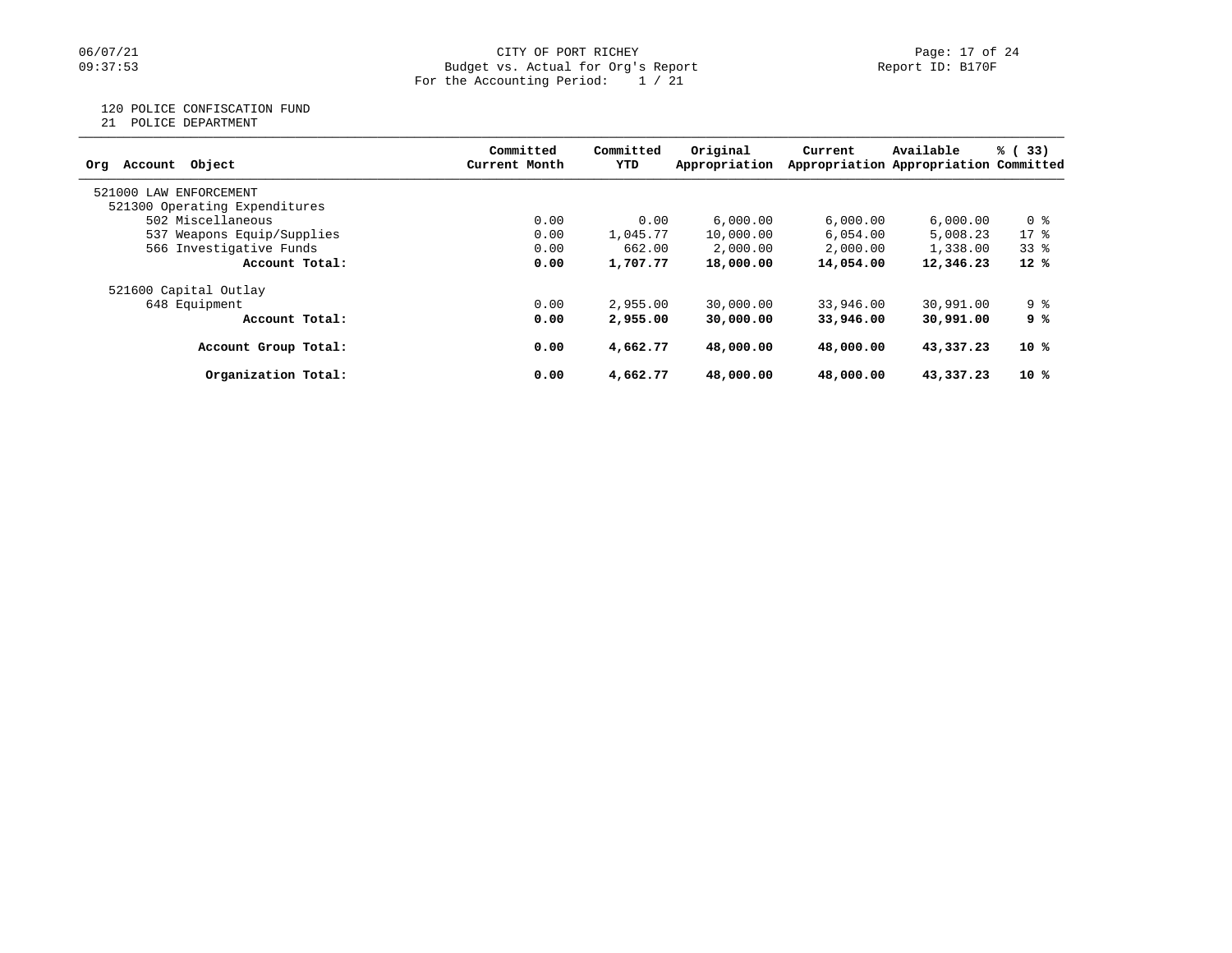CITY OF PORT RICHEY
Budget vs. Actual for Org's Report
For the Accounting Period: 1 / 21

120 POLICE CONFISCATION FUND
21 POLICE DEPARTMENT

| Org Account Object | Committed Current Month | Committed YTD | Original Appropriation | Current Appropriation | Available Appropriation | % ( 33) Committed |
|---|---|---|---|---|---|---|
| 521000 LAW ENFORCEMENT | | | | | | |
| 521300 Operating Expenditures | | | | | | |
| 502 Miscellaneous | 0.00 | 0.00 | 6,000.00 | 6,000.00 | 6,000.00 | 0 % |
| 537 Weapons Equip/Supplies | 0.00 | 1,045.77 | 10,000.00 | 6,054.00 | 5,008.23 | 17 % |
| 566 Investigative Funds | 0.00 | 662.00 | 2,000.00 | 2,000.00 | 1,338.00 | 33 % |
| **Account Total:** | **0.00** | **1,707.77** | **18,000.00** | **14,054.00** | **12,346.23** | **12 %** |
| 521600 Capital Outlay | | | | | | |
| 648 Equipment | 0.00 | 2,955.00 | 30,000.00 | 33,946.00 | 30,991.00 | 9 % |
| **Account Total:** | **0.00** | **2,955.00** | **30,000.00** | **33,946.00** | **30,991.00** | **9 %** |
| **Account Group Total:** | **0.00** | **4,662.77** | **48,000.00** | **48,000.00** | **43,337.23** | **10 %** |
| **Organization Total:** | **0.00** | **4,662.77** | **48,000.00** | **48,000.00** | **43,337.23** | **10 %** |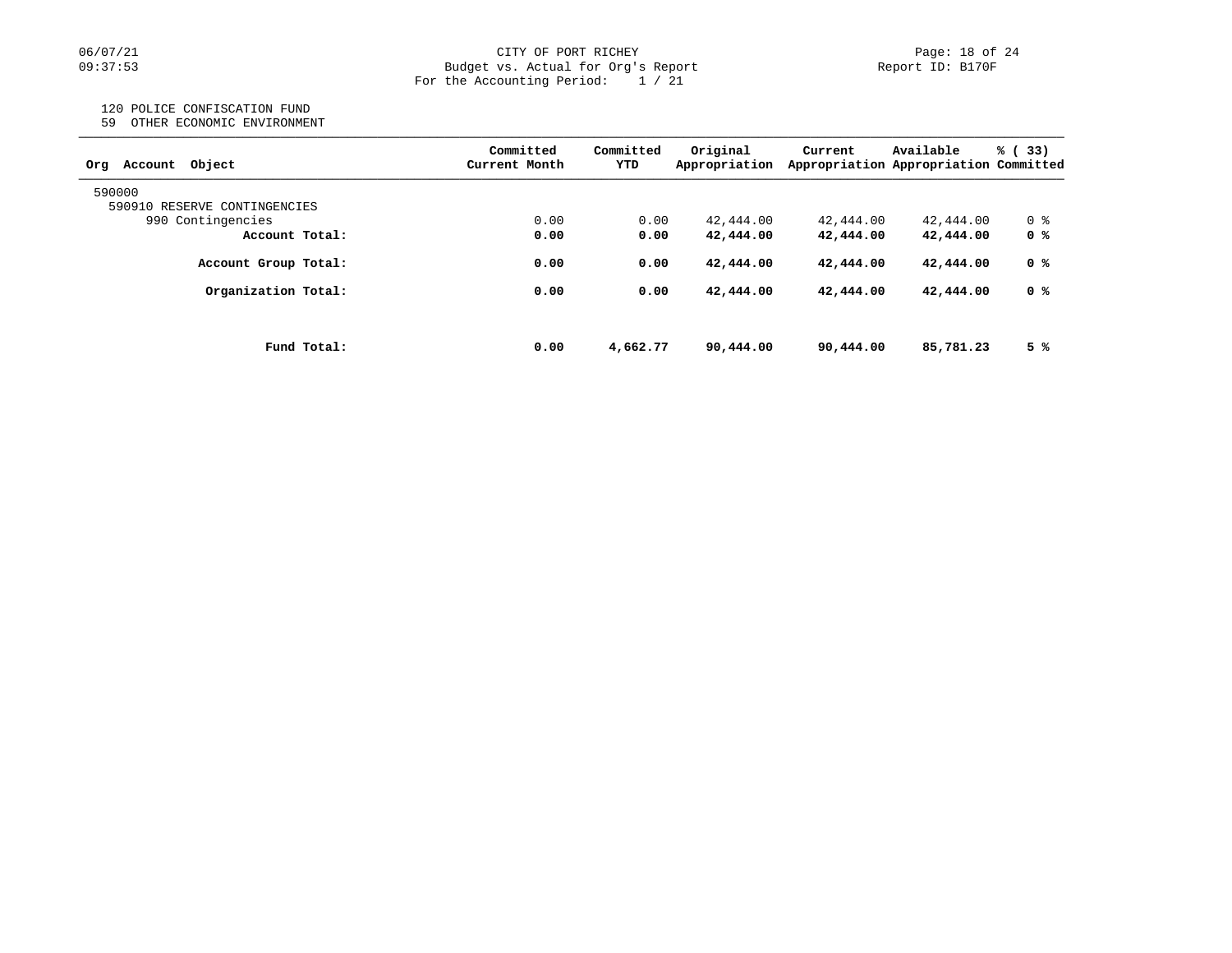CITY OF PORT RICHEY
Budget vs. Actual for Org's Report
For the Accounting Period: 1 / 21

06/07/21
09:37:53

Report ID: B170F

120 POLICE CONFISCATION FUND
59 OTHER ECONOMIC ENVIRONMENT

| Org Account Object | Committed Current Month | Committed YTD | Original Appropriation | Current Appropriation | Available Appropriation | % ( 33) Committed |
|---|---|---|---|---|---|---|
| 590000 | | | | | | |
| 590910 RESERVE CONTINGENCIES | | | | | | |
| 990 Contingencies | 0.00 | 0.00 | 42,444.00 | 42,444.00 | 42,444.00 | 0 % |
| **Account Total:** | **0.00** | **0.00** | **42,444.00** | **42,444.00** | **42,444.00** | **0 %** |
| **Account Group Total:** | **0.00** | **0.00** | **42,444.00** | **42,444.00** | **42,444.00** | **0 %** |
| **Organization Total:** | **0.00** | **0.00** | **42,444.00** | **42,444.00** | **42,444.00** | **0 %** |
| **Fund Total:** | **0.00** | **4,662.77** | **90,444.00** | **90,444.00** | **85,781.23** | **5 %** |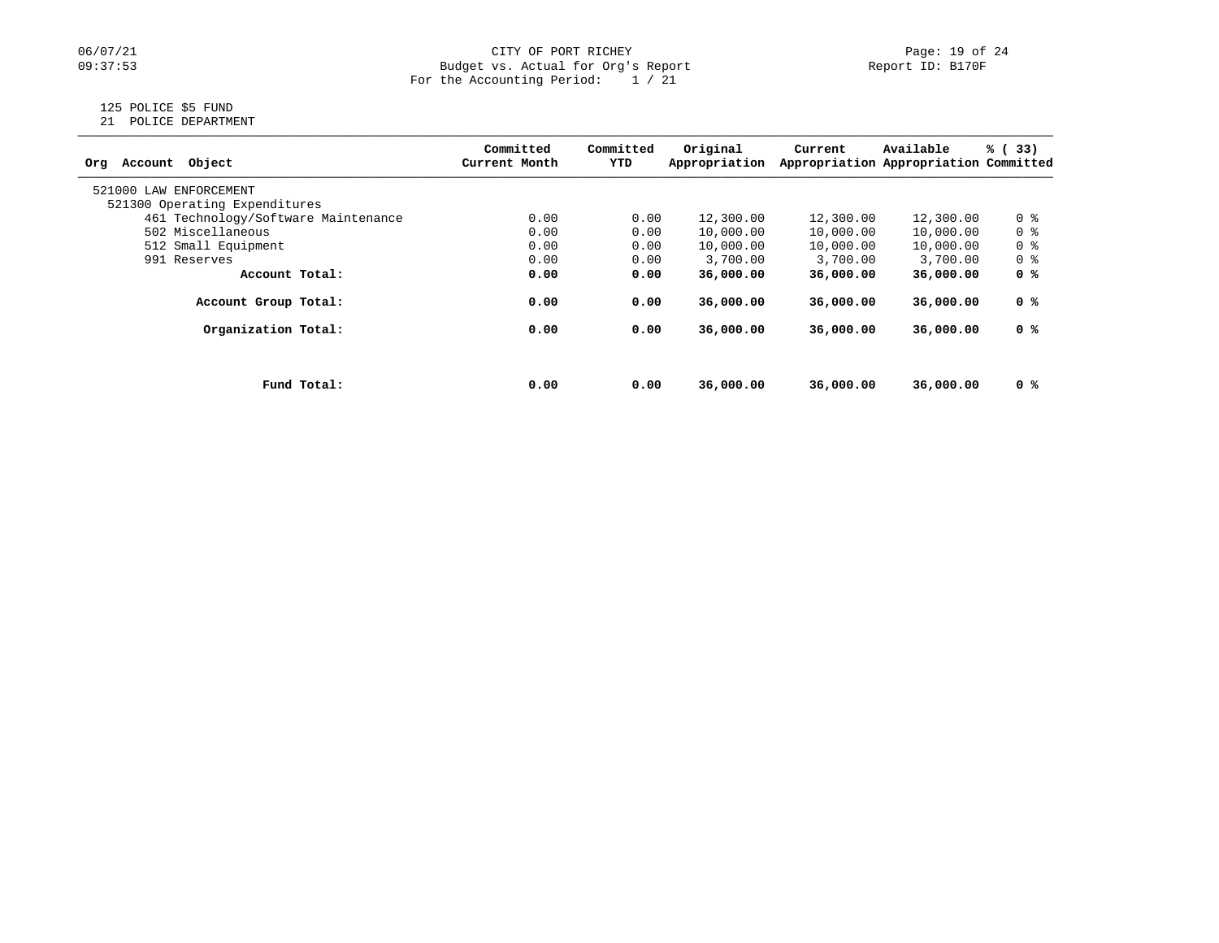CITY OF PORT RICHEY
Budget vs. Actual for Org's Report
For the Accounting Period: 1 / 21

Report ID: B170F

125 POLICE $5 FUND
21 POLICE DEPARTMENT

| Org Account Object | Committed Current Month | Committed YTD | Original Appropriation | Current Appropriation | Available Appropriation | % ( 33) Committed |
|---|---|---|---|---|---|---|
| 521000 LAW ENFORCEMENT | | | | | | |
| 521300 Operating Expenditures | | | | | | |
| 461 Technology/Software Maintenance | 0.00 | 0.00 | 12,300.00 | 12,300.00 | 12,300.00 | 0 % |
| 502 Miscellaneous | 0.00 | 0.00 | 10,000.00 | 10,000.00 | 10,000.00 | 0 % |
| 512 Small Equipment | 0.00 | 0.00 | 10,000.00 | 10,000.00 | 10,000.00 | 0 % |
| 991 Reserves | 0.00 | 0.00 | 3,700.00 | 3,700.00 | 3,700.00 | 0 % |
| **Account Total:** | **0.00** | **0.00** | **36,000.00** | **36,000.00** | **36,000.00** | **0 %** |
| **Account Group Total:** | **0.00** | **0.00** | **36,000.00** | **36,000.00** | **36,000.00** | **0 %** |
| **Organization Total:** | **0.00** | **0.00** | **36,000.00** | **36,000.00** | **36,000.00** | **0 %** |
| **Fund Total:** | **0.00** | **0.00** | **36,000.00** | **36,000.00** | **36,000.00** | **0 %** |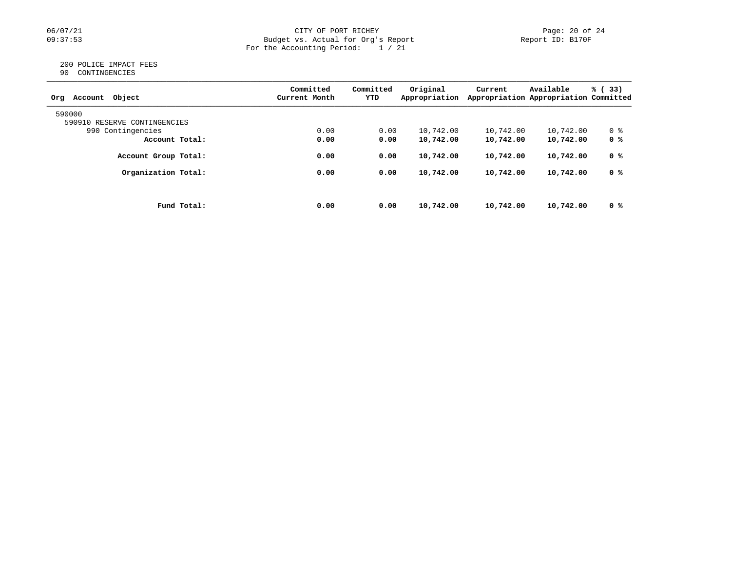CITY OF PORT RICHEY
Budget vs. Actual for Org's Report
For the Accounting Period: 1 / 21

Report ID: B170F

06/07/21
09:37:53

200 POLICE IMPACT FEES
90 CONTINGENCIES

| Org Account Object | Committed Current Month | Committed YTD | Original Appropriation | Current Appropriation | Available Appropriation | % ( 33) Committed |
|---|---|---|---|---|---|---|
| 590000 | | | | | | |
| 590910 RESERVE CONTINGENCIES | | | | | | |
| 990 Contingencies | 0.00 | 0.00 | 10,742.00 | 10,742.00 | 10,742.00 | 0 % |
| **Account Total:** | **0.00** | **0.00** | **10,742.00** | **10,742.00** | **10,742.00** | **0 %** |
| **Account Group Total:** | **0.00** | **0.00** | **10,742.00** | **10,742.00** | **10,742.00** | **0 %** |
| **Organization Total:** | **0.00** | **0.00** | **10,742.00** | **10,742.00** | **10,742.00** | **0 %** |
| **Fund Total:** | **0.00** | **0.00** | **10,742.00** | **10,742.00** | **10,742.00** | **0 %** |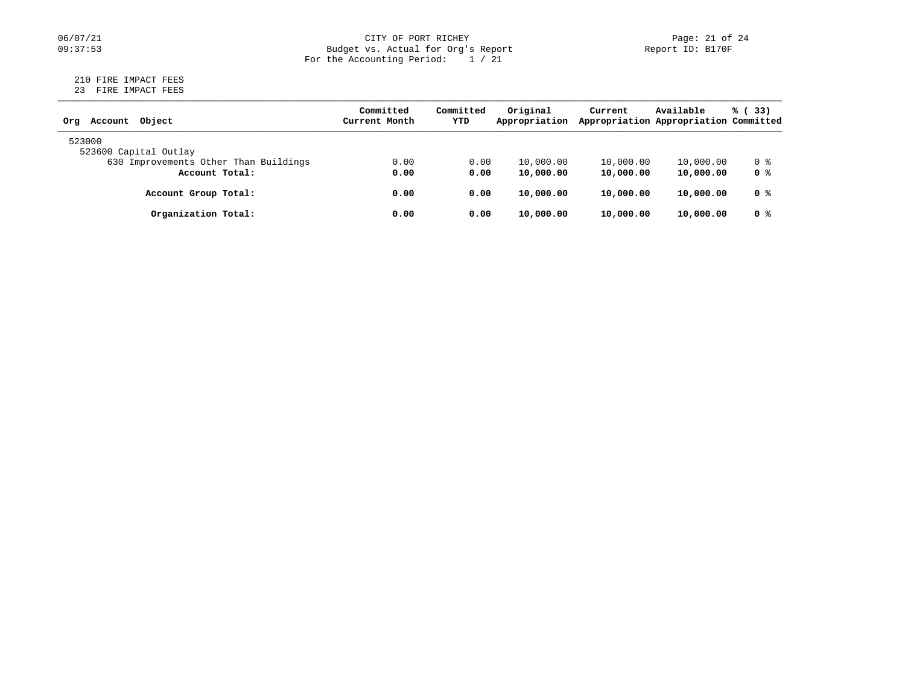CITY OF PORT RICHEY
Budget vs. Actual for Org's Report
For the Accounting Period: 1 / 21

210 FIRE IMPACT FEES
23 FIRE IMPACT FEES

| Org Account Object | Committed Current Month | Committed YTD | Original Appropriation | Current Appropriation | Available Appropriation | % ( 33) Committed |
|---|---|---|---|---|---|---|
| 523000 | | | | | | |
| 523600 Capital Outlay | | | | | | |
| 630 Improvements Other Than Buildings | 0.00 | 0.00 | 10,000.00 | 10,000.00 | 10,000.00 | 0 % |
| **Account Total:** | **0.00** | **0.00** | **10,000.00** | **10,000.00** | **10,000.00** | **0 %** |
| **Account Group Total:** | **0.00** | **0.00** | **10,000.00** | **10,000.00** | **10,000.00** | **0 %** |
| **Organization Total:** | **0.00** | **0.00** | **10,000.00** | **10,000.00** | **10,000.00** | **0 %** |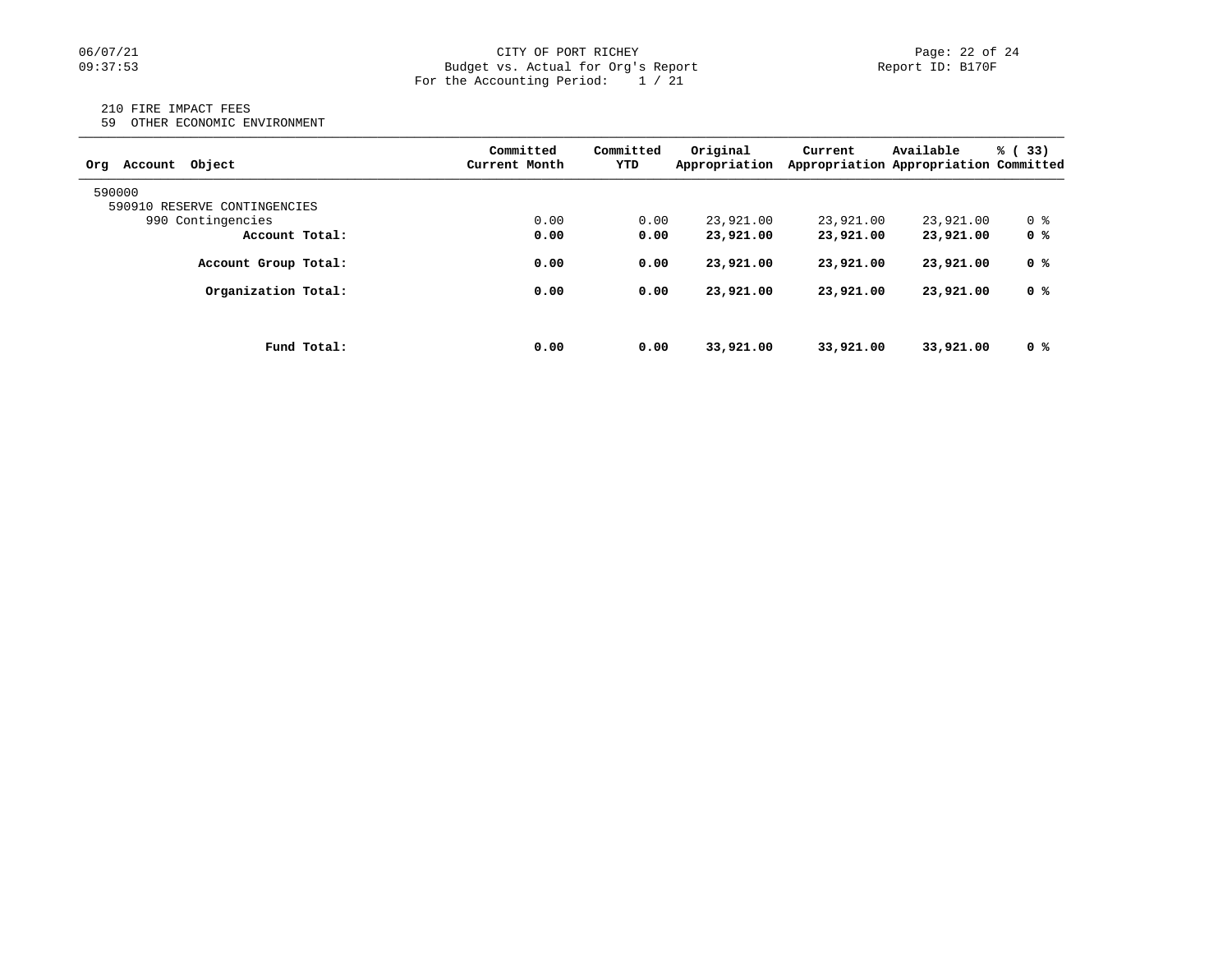CITY OF PORT RICHEY
Budget vs. Actual for Org's Report
For the Accounting Period: 1 / 21

Report ID: B170F

06/07/21
09:37:53

210 FIRE IMPACT FEES
59 OTHER ECONOMIC ENVIRONMENT

| Org Account Object | Committed Current Month | Committed YTD | Original Appropriation | Current Appropriation | Available Appropriation | % ( 33) Committed |
|---|---|---|---|---|---|---|
| 590000 | | | | | | |
| 590910 RESERVE CONTINGENCIES | | | | | | |
| 990 Contingencies | 0.00 | 0.00 | 23,921.00 | 23,921.00 | 23,921.00 | 0 % |
| **Account Total:** | **0.00** | **0.00** | **23,921.00** | **23,921.00** | **23,921.00** | **0 %** |
| **Account Group Total:** | **0.00** | **0.00** | **23,921.00** | **23,921.00** | **23,921.00** | **0 %** |
| **Organization Total:** | **0.00** | **0.00** | **23,921.00** | **23,921.00** | **23,921.00** | **0 %** |
| **Fund Total:** | **0.00** | **0.00** | **33,921.00** | **33,921.00** | **33,921.00** | **0 %** |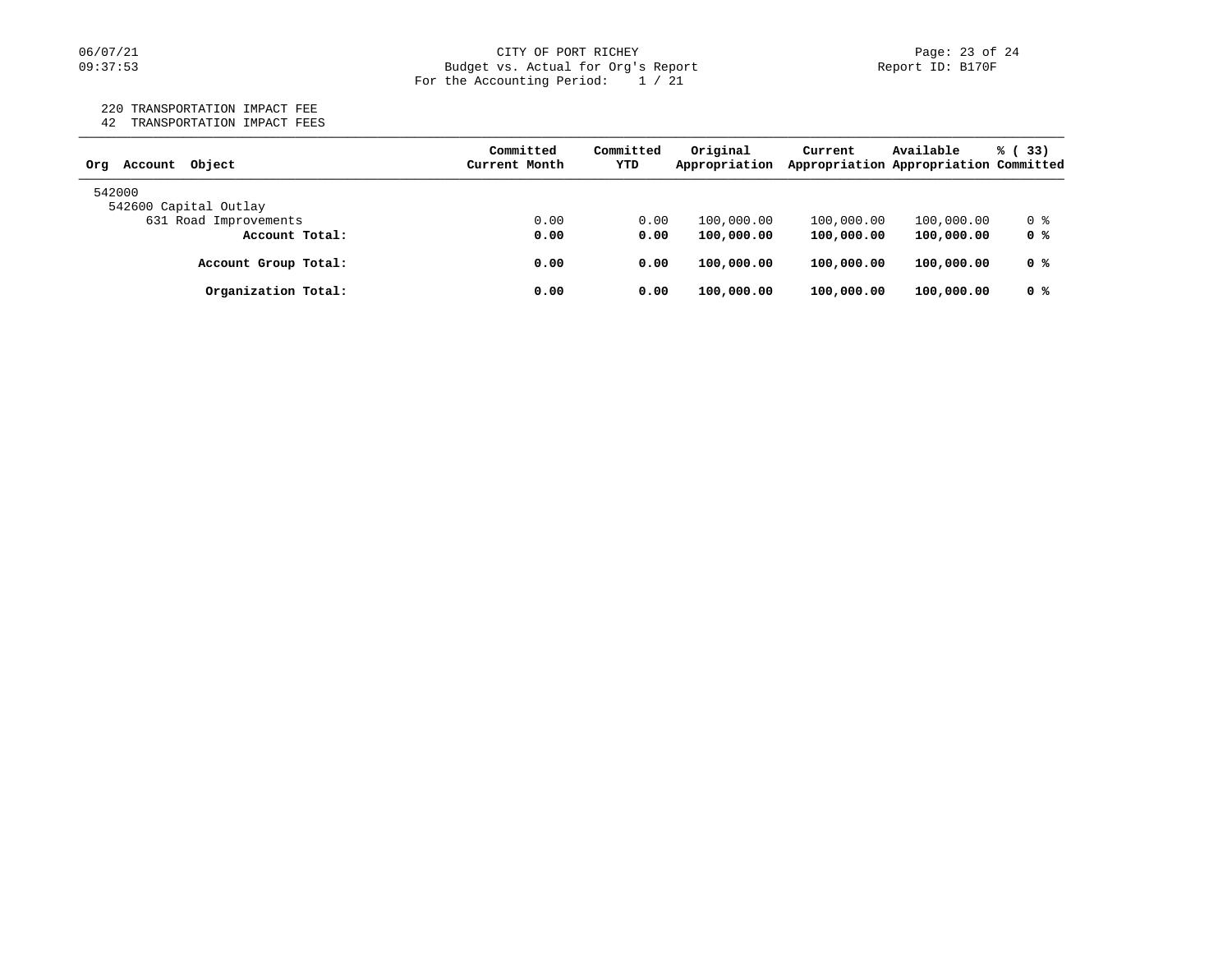CITY OF PORT RICHEY
Budget vs. Actual for Org's Report
For the Accounting Period: 1 / 21

06/07/21
09:37:53

Report ID: B170F

220 TRANSPORTATION IMPACT FEE
42 TRANSPORTATION IMPACT FEES

| Org Account Object | Committed Current Month | Committed YTD | Original Appropriation | Current Appropriation | Available Appropriation | % ( 33) Committed |
|---|---|---|---|---|---|---|
| 542000 | | | | | | |
| 542600 Capital Outlay | | | | | | |
| 631 Road Improvements | 0.00 | 0.00 | 100,000.00 | 100,000.00 | 100,000.00 | 0 % |
| **Account Total:** | **0.00** | **0.00** | **100,000.00** | **100,000.00** | **100,000.00** | **0 %** |
| **Account Group Total:** | **0.00** | **0.00** | **100,000.00** | **100,000.00** | **100,000.00** | **0 %** |
| **Organization Total:** | **0.00** | **0.00** | **100,000.00** | **100,000.00** | **100,000.00** | **0 %** |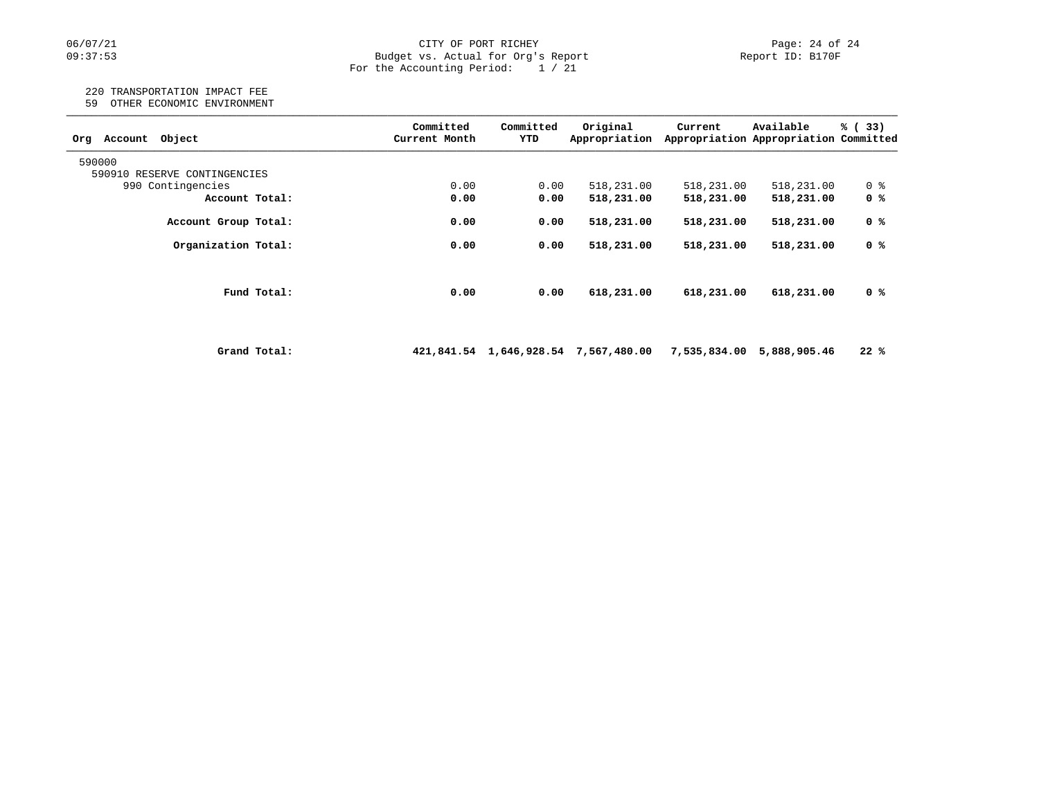CITY OF PORT RICHEY
Budget vs. Actual for Org's Report
For the Accounting Period: 1 / 21

220 TRANSPORTATION IMPACT FEE
59 OTHER ECONOMIC ENVIRONMENT

| Org Account Object | Committed Current Month | Committed YTD | Original Appropriation | Current Appropriation | Available Appropriation | % ( 33) Committed |
|---|---|---|---|---|---|---|
| 590000 | | | | | | |
| 590910 RESERVE CONTINGENCIES | | | | | | |
| 990 Contingencies | 0.00 | 0.00 | 518,231.00 | 518,231.00 | 518,231.00 | 0 % |
| **Account Total:** | **0.00** | **0.00** | **518,231.00** | **518,231.00** | **518,231.00** | **0 %** |
| **Account Group Total:** | **0.00** | **0.00** | **518,231.00** | **518,231.00** | **518,231.00** | **0 %** |
| **Organization Total:** | **0.00** | **0.00** | **518,231.00** | **518,231.00** | **518,231.00** | **0 %** |
| **Fund Total:** | **0.00** | **0.00** | **618,231.00** | **618,231.00** | **618,231.00** | **0 %** |
| **Grand Total:** | **421,841.54** | **1,646,928.54** | **7,567,480.00** | **7,535,834.00** | **5,888,905.46** | **22 %** |